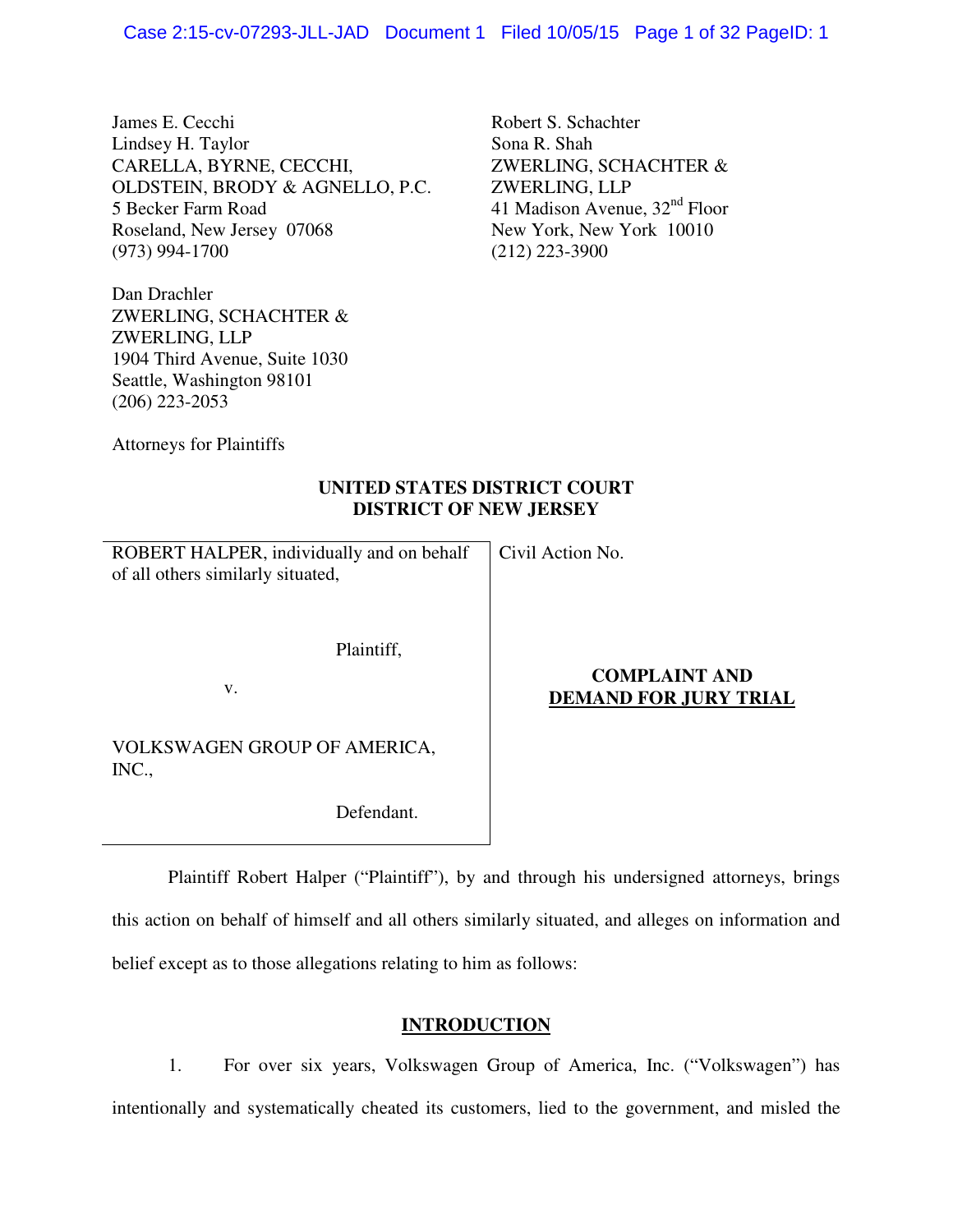James E. Cecchi
Lindsey H. Taylor
CARELLA, BYRNE, CECCHI,
OLDSTEIN, BRODY & AGNELLO, P.C.
5 Becker Farm Road
Roseland, New Jersey 07068
(973) 994-1700

Robert S. Schachter
Sona R. Shah
ZWERLING, SCHACHTER &
ZWERLING, LLP
41 Madison Avenue, 32nd Floor
New York, New York 10010
(212) 223-3900

Dan Drachler
ZWERLING, SCHACHTER &
ZWERLING, LLP
1904 Third Avenue, Suite 1030
Seattle, Washington 98101
(206) 223-2053

Attorneys for Plaintiffs

**UNITED STATES DISTRICT COURT**
**DISTRICT OF NEW JERSEY**

| | |
|---|---|
| ROBERT HALPER, individually and on behalf of all others similarly situated,<br><br>Plaintiff,<br><br>v.<br><br>VOLKSWAGEN GROUP OF AMERICA, INC.,<br><br>Defendant. | Civil Action No.<br><br>**COMPLAINT AND DEMAND FOR JURY TRIAL** |

Plaintiff Robert Halper ("Plaintiff"), by and through his undersigned attorneys, brings this action on behalf of himself and all others similarly situated, and alleges on information and belief except as to those allegations relating to him as follows:

## INTRODUCTION

1. For over six years, Volkswagen Group of America, Inc. ("Volkswagen") has intentionally and systematically cheated its customers, lied to the government, and misled the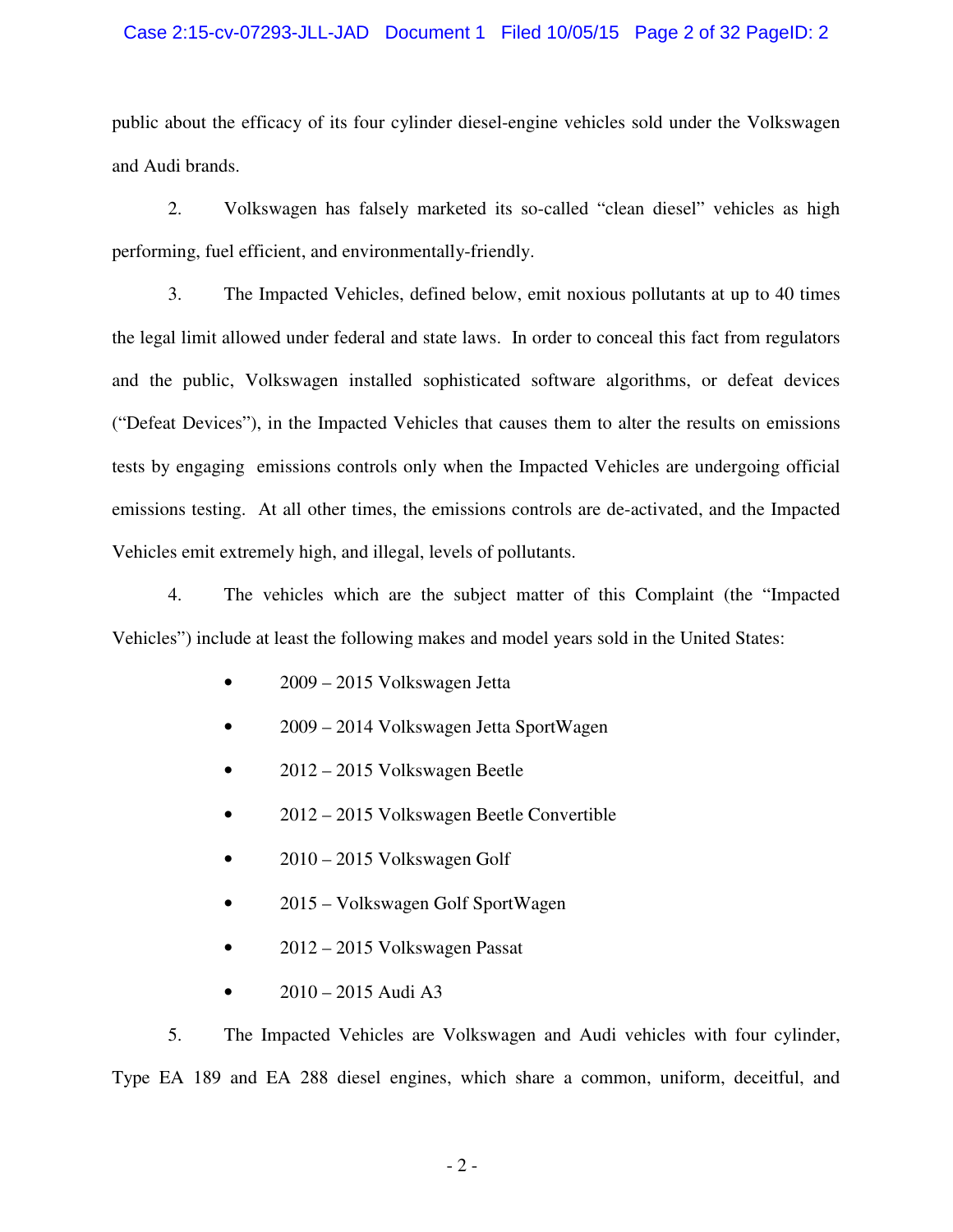public about the efficacy of its four cylinder diesel-engine vehicles sold under the Volkswagen and Audi brands.

2. Volkswagen has falsely marketed its so-called "clean diesel" vehicles as high performing, fuel efficient, and environmentally-friendly.

3. The Impacted Vehicles, defined below, emit noxious pollutants at up to 40 times the legal limit allowed under federal and state laws. In order to conceal this fact from regulators and the public, Volkswagen installed sophisticated software algorithms, or defeat devices ("Defeat Devices"), in the Impacted Vehicles that causes them to alter the results on emissions tests by engaging emissions controls only when the Impacted Vehicles are undergoing official emissions testing. At all other times, the emissions controls are de-activated, and the Impacted Vehicles emit extremely high, and illegal, levels of pollutants.

4. The vehicles which are the subject matter of this Complaint (the "Impacted Vehicles") include at least the following makes and model years sold in the United States:

- 2009 – 2015 Volkswagen Jetta
- 2009 – 2014 Volkswagen Jetta SportWagen
- 2012 – 2015 Volkswagen Beetle
- 2012 – 2015 Volkswagen Beetle Convertible
- 2010 – 2015 Volkswagen Golf
- 2015 – Volkswagen Golf SportWagen
- 2012 – 2015 Volkswagen Passat
- 2010 – 2015 Audi A3

5. The Impacted Vehicles are Volkswagen and Audi vehicles with four cylinder, Type EA 189 and EA 288 diesel engines, which share a common, uniform, deceitful, and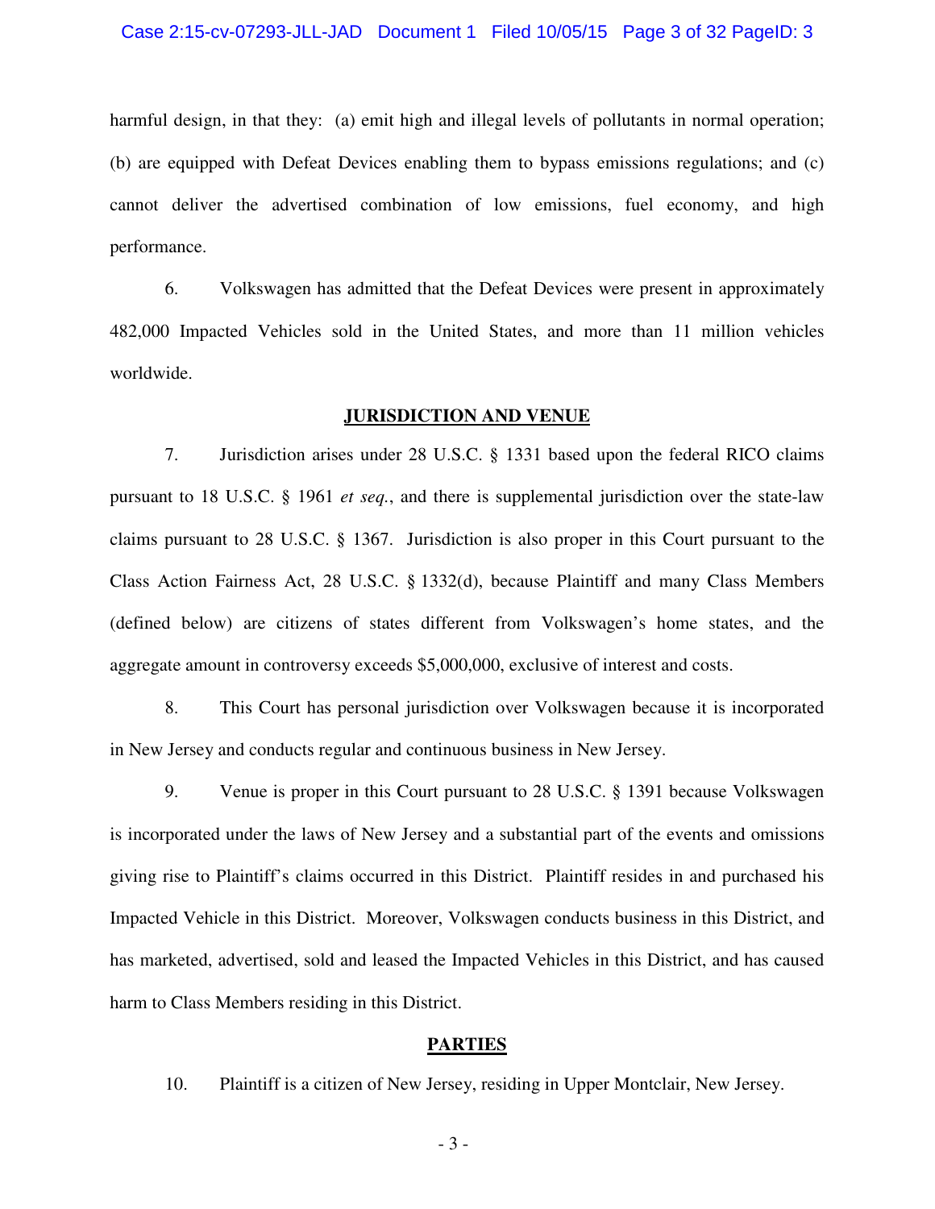harmful design, in that they: (a) emit high and illegal levels of pollutants in normal operation; (b) are equipped with Defeat Devices enabling them to bypass emissions regulations; and (c) cannot deliver the advertised combination of low emissions, fuel economy, and high performance.

6. Volkswagen has admitted that the Defeat Devices were present in approximately 482,000 Impacted Vehicles sold in the United States, and more than 11 million vehicles worldwide.

## JURISDICTION AND VENUE

7. Jurisdiction arises under 28 U.S.C. § 1331 based upon the federal RICO claims pursuant to 18 U.S.C. § 1961 *et seq.*, and there is supplemental jurisdiction over the state-law claims pursuant to 28 U.S.C. § 1367. Jurisdiction is also proper in this Court pursuant to the Class Action Fairness Act, 28 U.S.C. § 1332(d), because Plaintiff and many Class Members (defined below) are citizens of states different from Volkswagen's home states, and the aggregate amount in controversy exceeds $5,000,000, exclusive of interest and costs.

8. This Court has personal jurisdiction over Volkswagen because it is incorporated in New Jersey and conducts regular and continuous business in New Jersey.

9. Venue is proper in this Court pursuant to 28 U.S.C. § 1391 because Volkswagen is incorporated under the laws of New Jersey and a substantial part of the events and omissions giving rise to Plaintiff's claims occurred in this District. Plaintiff resides in and purchased his Impacted Vehicle in this District. Moreover, Volkswagen conducts business in this District, and has marketed, advertised, sold and leased the Impacted Vehicles in this District, and has caused harm to Class Members residing in this District.

## PARTIES

10. Plaintiff is a citizen of New Jersey, residing in Upper Montclair, New Jersey.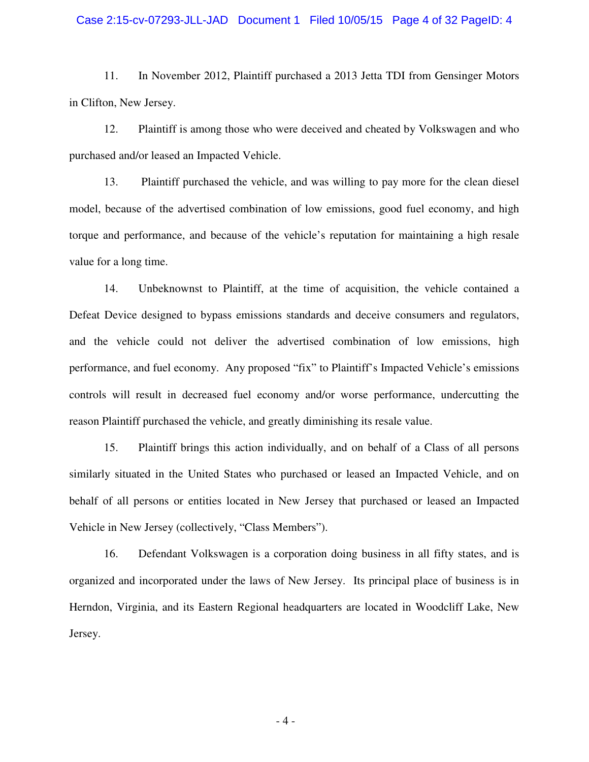11. In November 2012, Plaintiff purchased a 2013 Jetta TDI from Gensinger Motors in Clifton, New Jersey.

12. Plaintiff is among those who were deceived and cheated by Volkswagen and who purchased and/or leased an Impacted Vehicle.

13. Plaintiff purchased the vehicle, and was willing to pay more for the clean diesel model, because of the advertised combination of low emissions, good fuel economy, and high torque and performance, and because of the vehicle's reputation for maintaining a high resale value for a long time.

14. Unbeknownst to Plaintiff, at the time of acquisition, the vehicle contained a Defeat Device designed to bypass emissions standards and deceive consumers and regulators, and the vehicle could not deliver the advertised combination of low emissions, high performance, and fuel economy. Any proposed "fix" to Plaintiff's Impacted Vehicle's emissions controls will result in decreased fuel economy and/or worse performance, undercutting the reason Plaintiff purchased the vehicle, and greatly diminishing its resale value.

15. Plaintiff brings this action individually, and on behalf of a Class of all persons similarly situated in the United States who purchased or leased an Impacted Vehicle, and on behalf of all persons or entities located in New Jersey that purchased or leased an Impacted Vehicle in New Jersey (collectively, "Class Members").

16. Defendant Volkswagen is a corporation doing business in all fifty states, and is organized and incorporated under the laws of New Jersey. Its principal place of business is in Herndon, Virginia, and its Eastern Regional headquarters are located in Woodcliff Lake, New Jersey.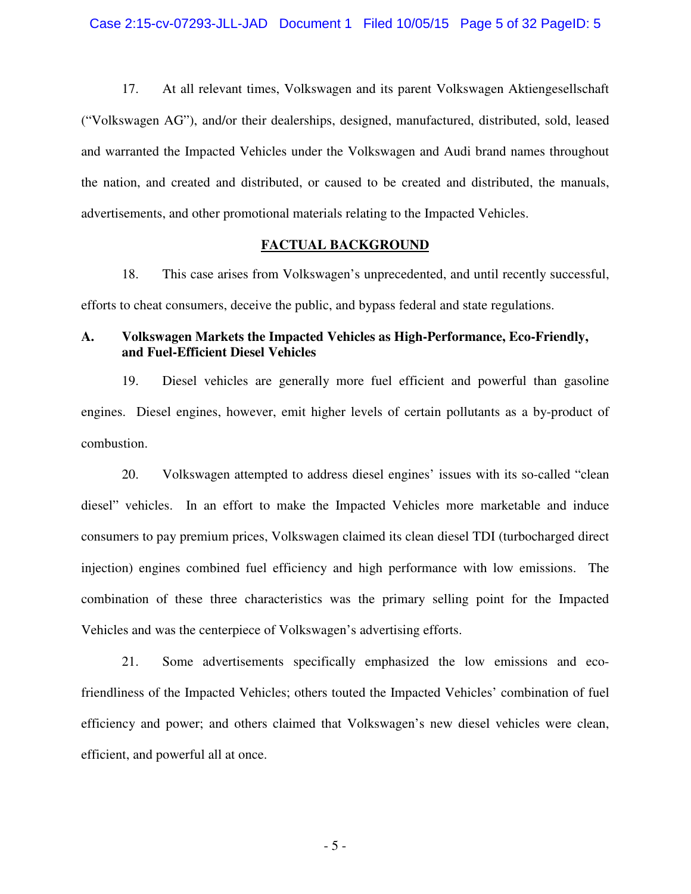17. At all relevant times, Volkswagen and its parent Volkswagen Aktiengesellschaft ("Volkswagen AG"), and/or their dealerships, designed, manufactured, distributed, sold, leased and warranted the Impacted Vehicles under the Volkswagen and Audi brand names throughout the nation, and created and distributed, or caused to be created and distributed, the manuals, advertisements, and other promotional materials relating to the Impacted Vehicles.

## FACTUAL BACKGROUND

18. This case arises from Volkswagen's unprecedented, and until recently successful, efforts to cheat consumers, deceive the public, and bypass federal and state regulations.

### A. Volkswagen Markets the Impacted Vehicles as High-Performance, Eco-Friendly, and Fuel-Efficient Diesel Vehicles

19. Diesel vehicles are generally more fuel efficient and powerful than gasoline engines. Diesel engines, however, emit higher levels of certain pollutants as a by-product of combustion.

20. Volkswagen attempted to address diesel engines' issues with its so-called "clean diesel" vehicles. In an effort to make the Impacted Vehicles more marketable and induce consumers to pay premium prices, Volkswagen claimed its clean diesel TDI (turbocharged direct injection) engines combined fuel efficiency and high performance with low emissions. The combination of these three characteristics was the primary selling point for the Impacted Vehicles and was the centerpiece of Volkswagen's advertising efforts.

21. Some advertisements specifically emphasized the low emissions and eco-friendliness of the Impacted Vehicles; others touted the Impacted Vehicles' combination of fuel efficiency and power; and others claimed that Volkswagen's new diesel vehicles were clean, efficient, and powerful all at once.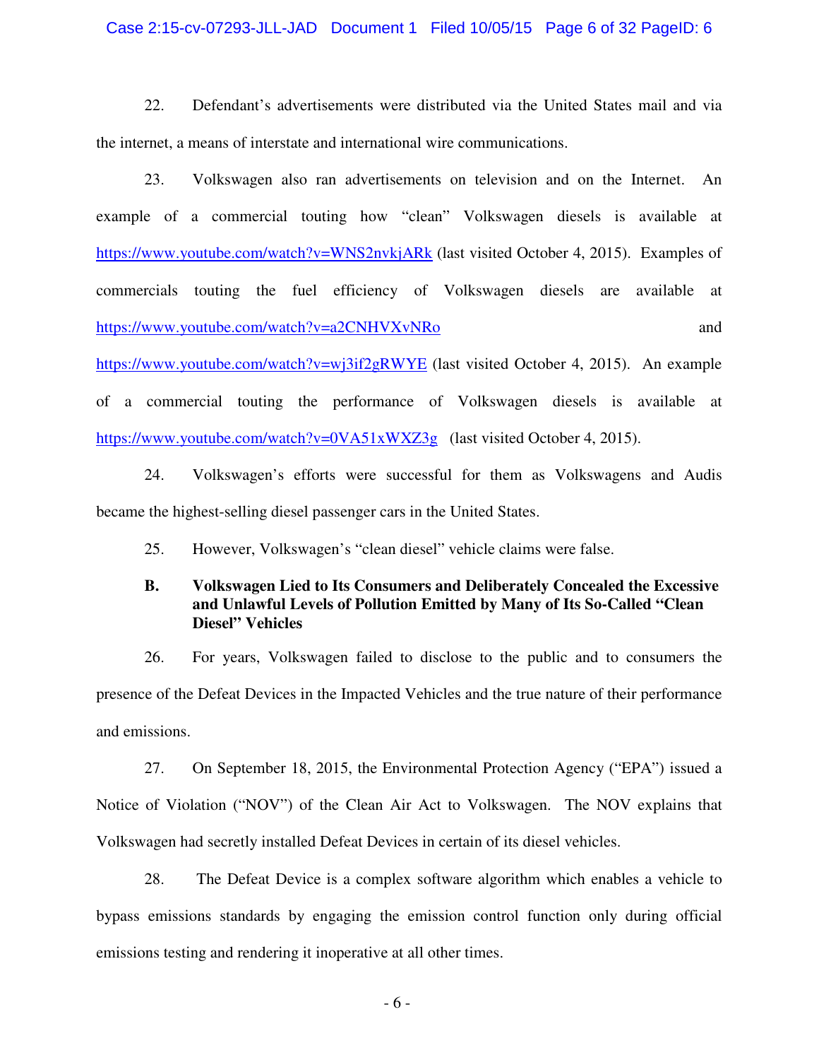22. Defendant's advertisements were distributed via the United States mail and via the internet, a means of interstate and international wire communications.

23. Volkswagen also ran advertisements on television and on the Internet. An example of a commercial touting how "clean" Volkswagen diesels is available at https://www.youtube.com/watch?v=WNS2nvkjARk (last visited October 4, 2015). Examples of commercials touting the fuel efficiency of Volkswagen diesels are available at https://www.youtube.com/watch?v=a2CNHVXvNRo and https://www.youtube.com/watch?v=wj3if2gRWYE (last visited October 4, 2015). An example of a commercial touting the performance of Volkswagen diesels is available at https://www.youtube.com/watch?v=0VA51xWXZ3g (last visited October 4, 2015).

24. Volkswagen's efforts were successful for them as Volkswagens and Audis became the highest-selling diesel passenger cars in the United States.

25. However, Volkswagen's "clean diesel" vehicle claims were false.

### B. Volkswagen Lied to Its Consumers and Deliberately Concealed the Excessive and Unlawful Levels of Pollution Emitted by Many of Its So-Called "Clean Diesel" Vehicles

26. For years, Volkswagen failed to disclose to the public and to consumers the presence of the Defeat Devices in the Impacted Vehicles and the true nature of their performance and emissions.

27. On September 18, 2015, the Environmental Protection Agency ("EPA") issued a Notice of Violation ("NOV") of the Clean Air Act to Volkswagen. The NOV explains that Volkswagen had secretly installed Defeat Devices in certain of its diesel vehicles.

28. The Defeat Device is a complex software algorithm which enables a vehicle to bypass emissions standards by engaging the emission control function only during official emissions testing and rendering it inoperative at all other times.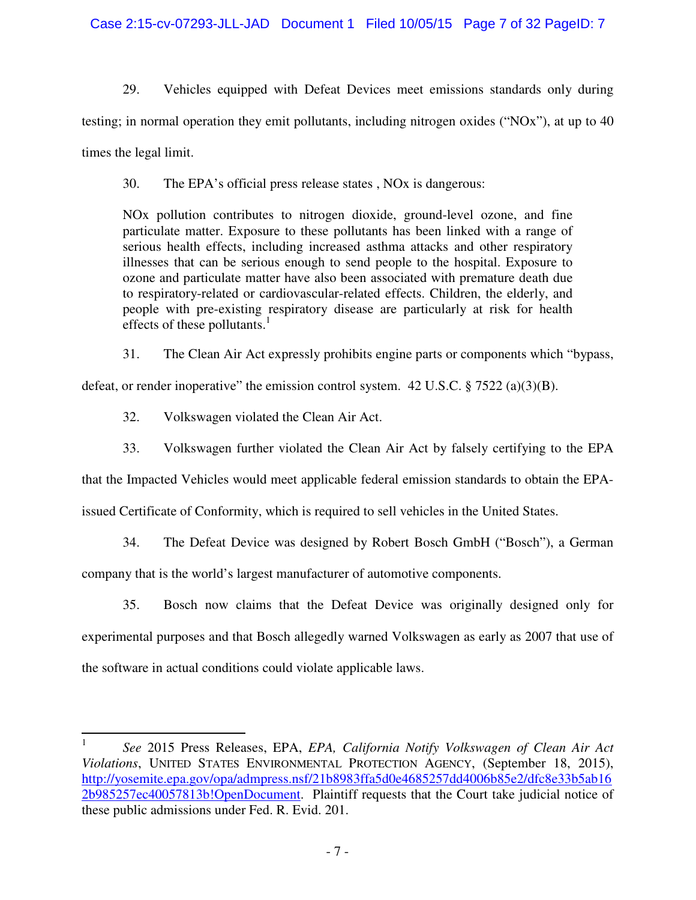29. Vehicles equipped with Defeat Devices meet emissions standards only during testing; in normal operation they emit pollutants, including nitrogen oxides ("NOx"), at up to 40 times the legal limit.

30. The EPA's official press release states , NOx is dangerous:

> NOx pollution contributes to nitrogen dioxide, ground-level ozone, and fine particulate matter. Exposure to these pollutants has been linked with a range of serious health effects, including increased asthma attacks and other respiratory illnesses that can be serious enough to send people to the hospital. Exposure to ozone and particulate matter have also been associated with premature death due to respiratory-related or cardiovascular-related effects. Children, the elderly, and people with pre-existing respiratory disease are particularly at risk for health effects of these pollutants.[1]

31. The Clean Air Act expressly prohibits engine parts or components which "bypass, defeat, or render inoperative" the emission control system. 42 U.S.C. § 7522 (a)(3)(B).

32. Volkswagen violated the Clean Air Act.

33. Volkswagen further violated the Clean Air Act by falsely certifying to the EPA that the Impacted Vehicles would meet applicable federal emission standards to obtain the EPA-issued Certificate of Conformity, which is required to sell vehicles in the United States.

34. The Defeat Device was designed by Robert Bosch GmbH ("Bosch"), a German company that is the world's largest manufacturer of automotive components.

35. Bosch now claims that the Defeat Device was originally designed only for experimental purposes and that Bosch allegedly warned Volkswagen as early as 2007 that use of the software in actual conditions could violate applicable laws.

---

[1] *See* 2015 Press Releases, EPA, *EPA, California Notify Volkswagen of Clean Air Act Violations*, UNITED STATES ENVIRONMENTAL PROTECTION AGENCY, (September 18, 2015), http://yosemite.epa.gov/opa/admpress.nsf/21b8983ffa5d0e4685257dd4006b85e2/dfc8e33b5ab162b985257ec40057813b!OpenDocument. Plaintiff requests that the Court take judicial notice of these public admissions under Fed. R. Evid. 201.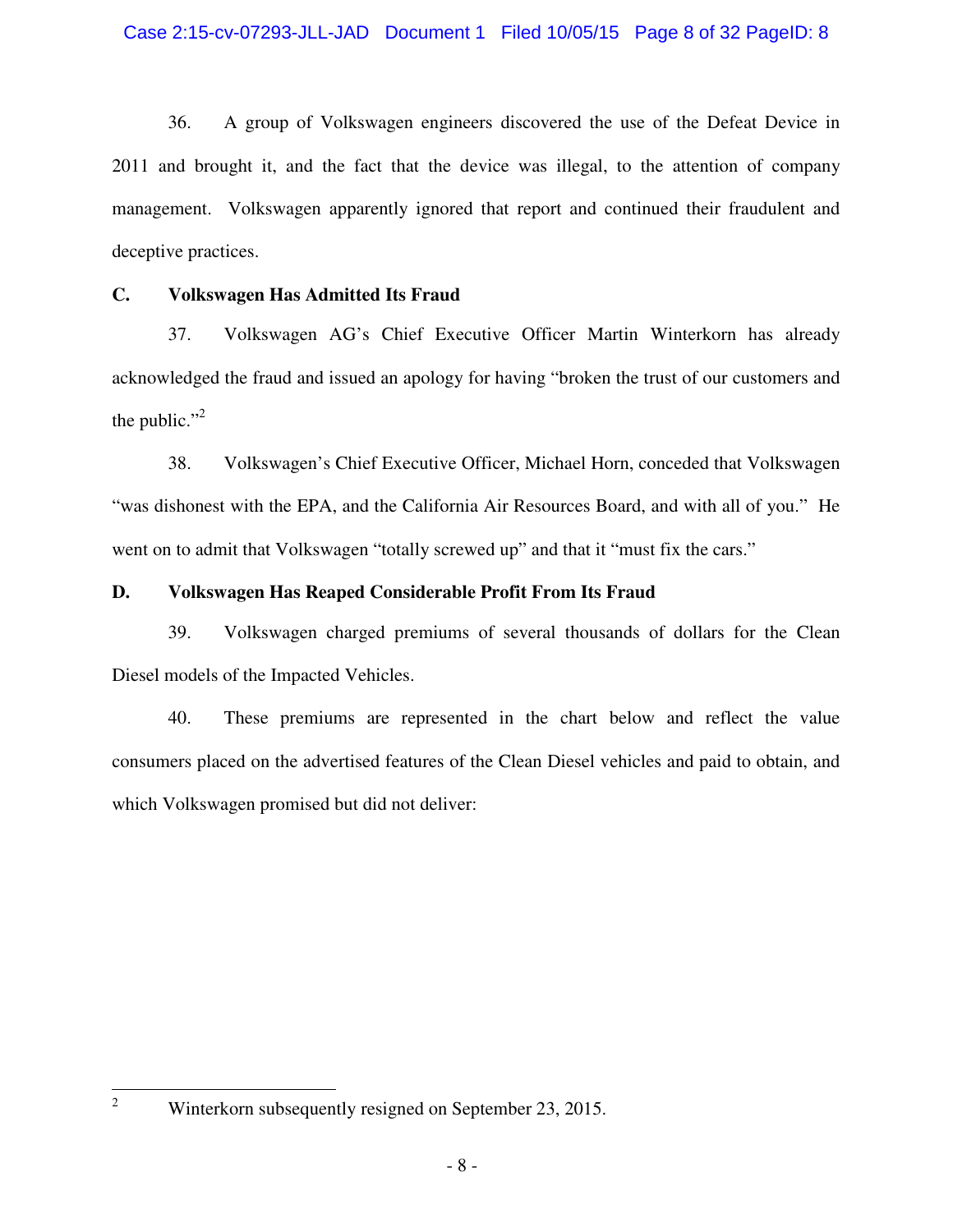36. A group of Volkswagen engineers discovered the use of the Defeat Device in 2011 and brought it, and the fact that the device was illegal, to the attention of company management. Volkswagen apparently ignored that report and continued their fraudulent and deceptive practices.

### C. Volkswagen Has Admitted Its Fraud

37. Volkswagen AG's Chief Executive Officer Martin Winterkorn has already acknowledged the fraud and issued an apology for having "broken the trust of our customers and the public."[2]

38. Volkswagen's Chief Executive Officer, Michael Horn, conceded that Volkswagen "was dishonest with the EPA, and the California Air Resources Board, and with all of you." He went on to admit that Volkswagen "totally screwed up" and that it "must fix the cars."

### D. Volkswagen Has Reaped Considerable Profit From Its Fraud

39. Volkswagen charged premiums of several thousands of dollars for the Clean Diesel models of the Impacted Vehicles.

40. These premiums are represented in the chart below and reflect the value consumers placed on the advertised features of the Clean Diesel vehicles and paid to obtain, and which Volkswagen promised but did not deliver:

---

[2] Winterkorn subsequently resigned on September 23, 2015.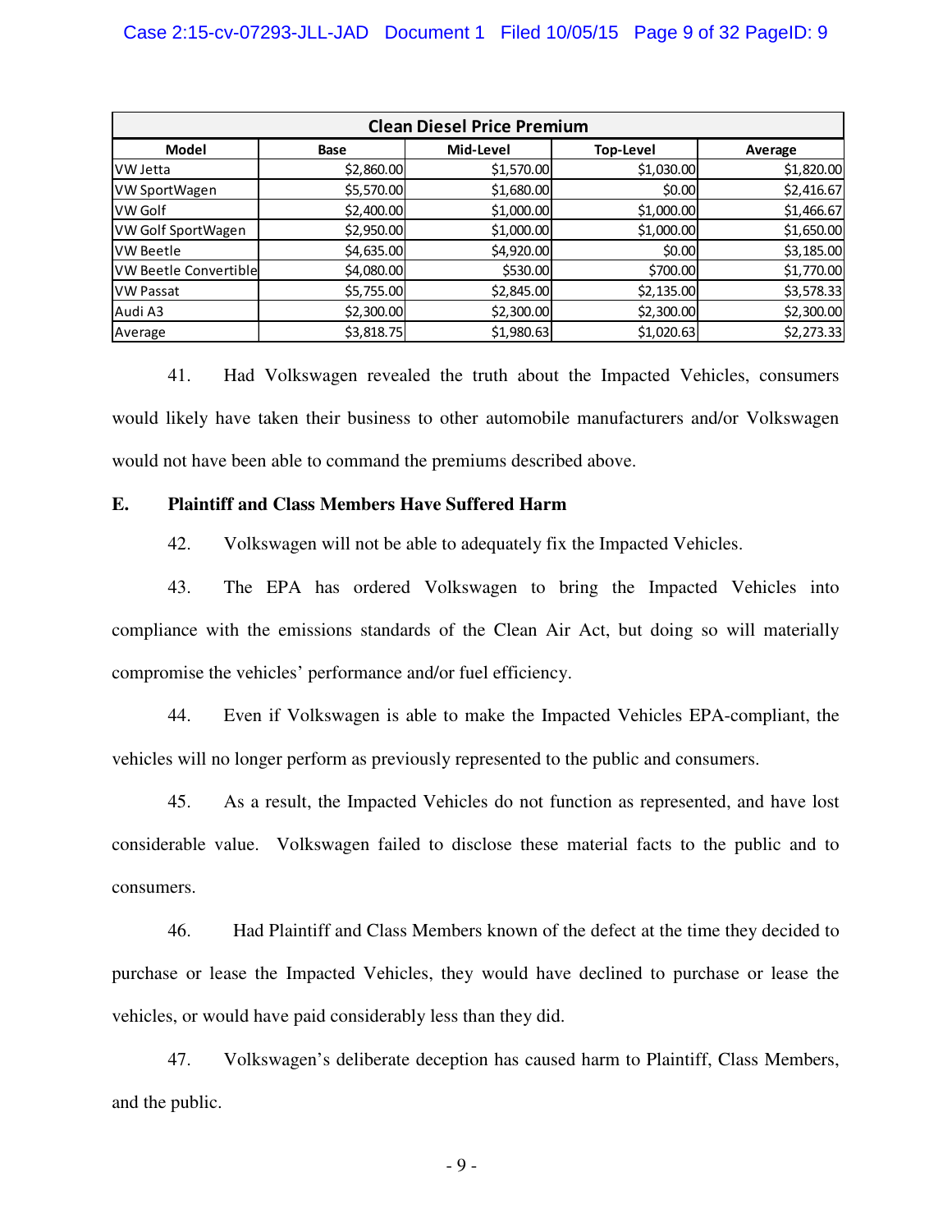| Clean Diesel Price Premium | | | | |
|---|---|---|---|---|
| Model | Base | Mid-Level | Top-Level | Average |
| VW Jetta | $2,860.00 | $1,570.00 | $1,030.00 | $1,820.00 |
| VW SportWagen | $5,570.00 | $1,680.00 | $0.00 | $2,416.67 |
| VW Golf | $2,400.00 | $1,000.00 | $1,000.00 | $1,466.67 |
| VW Golf SportWagen | $2,950.00 | $1,000.00 | $1,000.00 | $1,650.00 |
| VW Beetle | $4,635.00 | $4,920.00 | $0.00 | $3,185.00 |
| VW Beetle Convertible | $4,080.00 | $530.00 | $700.00 | $1,770.00 |
| VW Passat | $5,755.00 | $2,845.00 | $2,135.00 | $3,578.33 |
| Audi A3 | $2,300.00 | $2,300.00 | $2,300.00 | $2,300.00 |
| Average | $3,818.75 | $1,980.63 | $1,020.63 | $2,273.33 |

41. Had Volkswagen revealed the truth about the Impacted Vehicles, consumers would likely have taken their business to other automobile manufacturers and/or Volkswagen would not have been able to command the premiums described above.

**E. Plaintiff and Class Members Have Suffered Harm**

42. Volkswagen will not be able to adequately fix the Impacted Vehicles.

43. The EPA has ordered Volkswagen to bring the Impacted Vehicles into compliance with the emissions standards of the Clean Air Act, but doing so will materially compromise the vehicles' performance and/or fuel efficiency.

44. Even if Volkswagen is able to make the Impacted Vehicles EPA-compliant, the vehicles will no longer perform as previously represented to the public and consumers.

45. As a result, the Impacted Vehicles do not function as represented, and have lost considerable value. Volkswagen failed to disclose these material facts to the public and to consumers.

46. Had Plaintiff and Class Members known of the defect at the time they decided to purchase or lease the Impacted Vehicles, they would have declined to purchase or lease the vehicles, or would have paid considerably less than they did.

47. Volkswagen's deliberate deception has caused harm to Plaintiff, Class Members, and the public.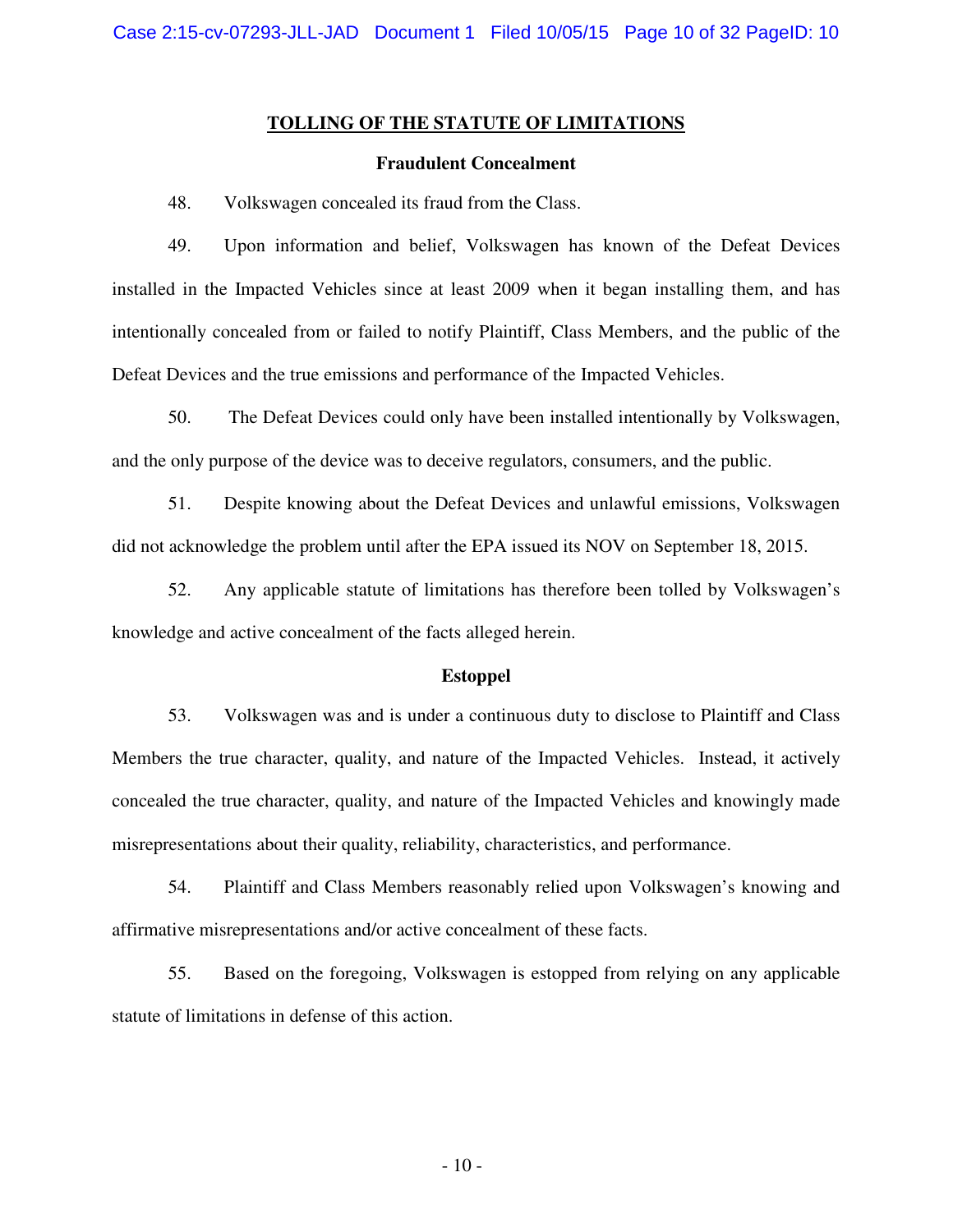## TOLLING OF THE STATUTE OF LIMITATIONS

### Fraudulent Concealment

48. Volkswagen concealed its fraud from the Class.

49. Upon information and belief, Volkswagen has known of the Defeat Devices installed in the Impacted Vehicles since at least 2009 when it began installing them, and has intentionally concealed from or failed to notify Plaintiff, Class Members, and the public of the Defeat Devices and the true emissions and performance of the Impacted Vehicles.

50. The Defeat Devices could only have been installed intentionally by Volkswagen, and the only purpose of the device was to deceive regulators, consumers, and the public.

51. Despite knowing about the Defeat Devices and unlawful emissions, Volkswagen did not acknowledge the problem until after the EPA issued its NOV on September 18, 2015.

52. Any applicable statute of limitations has therefore been tolled by Volkswagen's knowledge and active concealment of the facts alleged herein.

### Estoppel

53. Volkswagen was and is under a continuous duty to disclose to Plaintiff and Class Members the true character, quality, and nature of the Impacted Vehicles. Instead, it actively concealed the true character, quality, and nature of the Impacted Vehicles and knowingly made misrepresentations about their quality, reliability, characteristics, and performance.

54. Plaintiff and Class Members reasonably relied upon Volkswagen's knowing and affirmative misrepresentations and/or active concealment of these facts.

55. Based on the foregoing, Volkswagen is estopped from relying on any applicable statute of limitations in defense of this action.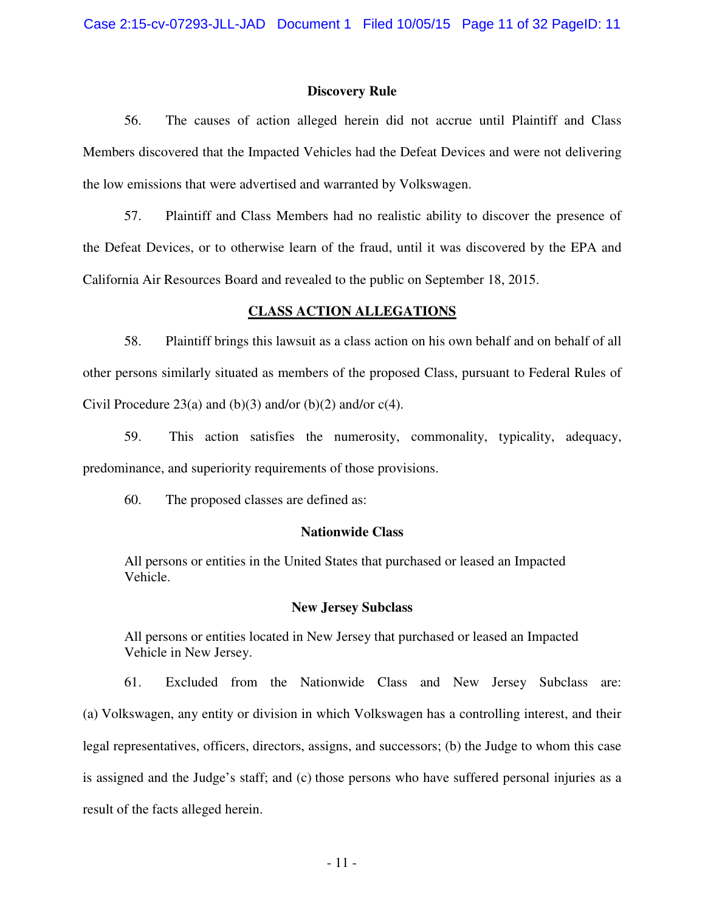### Discovery Rule

56. The causes of action alleged herein did not accrue until Plaintiff and Class Members discovered that the Impacted Vehicles had the Defeat Devices and were not delivering the low emissions that were advertised and warranted by Volkswagen.

57. Plaintiff and Class Members had no realistic ability to discover the presence of the Defeat Devices, or to otherwise learn of the fraud, until it was discovered by the EPA and California Air Resources Board and revealed to the public on September 18, 2015.

## CLASS ACTION ALLEGATIONS

58. Plaintiff brings this lawsuit as a class action on his own behalf and on behalf of all other persons similarly situated as members of the proposed Class, pursuant to Federal Rules of Civil Procedure 23(a) and (b)(3) and/or (b)(2) and/or c(4).

59. This action satisfies the numerosity, commonality, typicality, adequacy, predominance, and superiority requirements of those provisions.

60. The proposed classes are defined as:

**Nationwide Class**

> All persons or entities in the United States that purchased or leased an Impacted Vehicle.

**New Jersey Subclass**

> All persons or entities located in New Jersey that purchased or leased an Impacted Vehicle in New Jersey.

61. Excluded from the Nationwide Class and New Jersey Subclass are: (a) Volkswagen, any entity or division in which Volkswagen has a controlling interest, and their legal representatives, officers, directors, assigns, and successors; (b) the Judge to whom this case is assigned and the Judge's staff; and (c) those persons who have suffered personal injuries as a result of the facts alleged herein.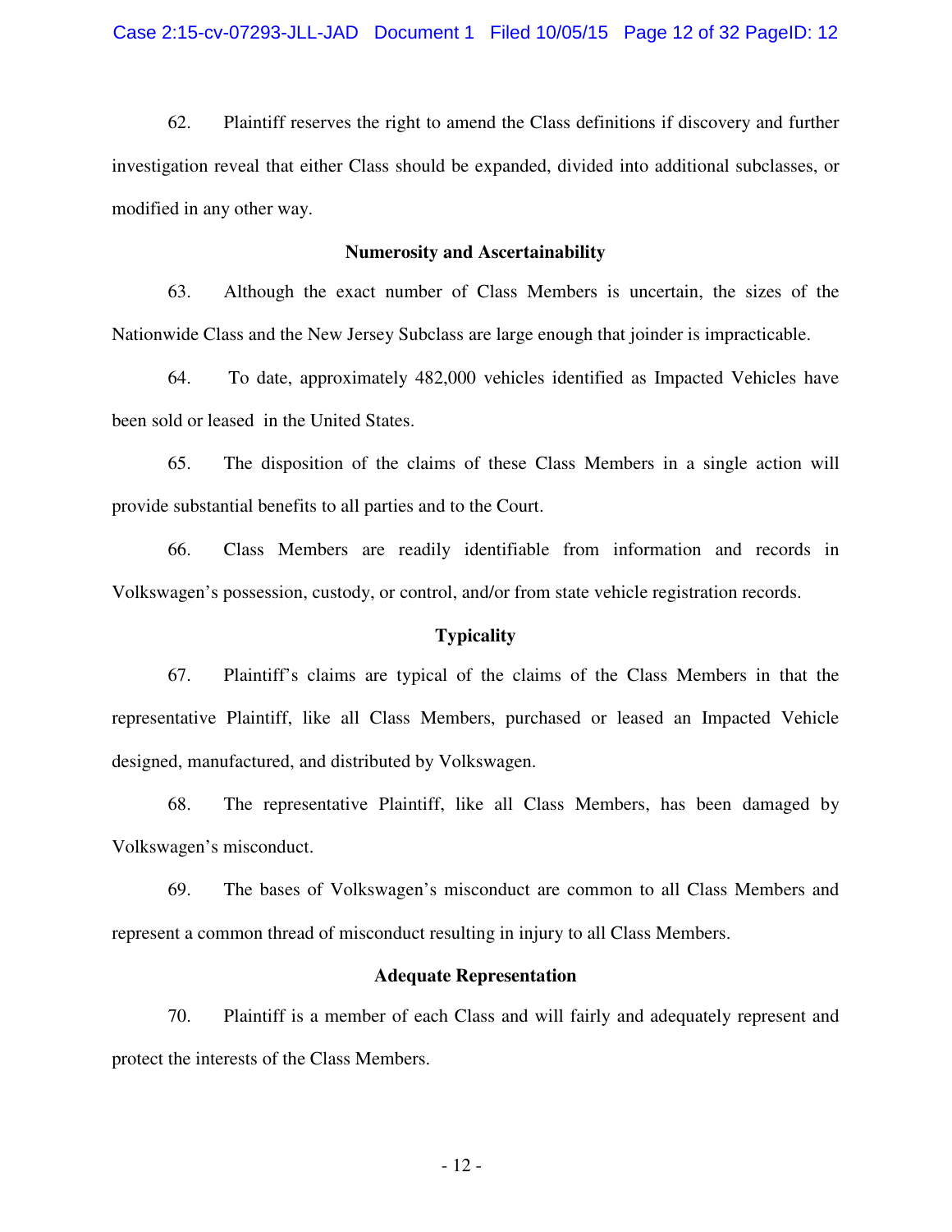62. Plaintiff reserves the right to amend the Class definitions if discovery and further investigation reveal that either Class should be expanded, divided into additional subclasses, or modified in any other way.

### Numerosity and Ascertainability

63. Although the exact number of Class Members is uncertain, the sizes of the Nationwide Class and the New Jersey Subclass are large enough that joinder is impracticable.

64. To date, approximately 482,000 vehicles identified as Impacted Vehicles have been sold or leased in the United States.

65. The disposition of the claims of these Class Members in a single action will provide substantial benefits to all parties and to the Court.

66. Class Members are readily identifiable from information and records in Volkswagen's possession, custody, or control, and/or from state vehicle registration records.

### Typicality

67. Plaintiff's claims are typical of the claims of the Class Members in that the representative Plaintiff, like all Class Members, purchased or leased an Impacted Vehicle designed, manufactured, and distributed by Volkswagen.

68. The representative Plaintiff, like all Class Members, has been damaged by Volkswagen's misconduct.

69. The bases of Volkswagen's misconduct are common to all Class Members and represent a common thread of misconduct resulting in injury to all Class Members.

### Adequate Representation

70. Plaintiff is a member of each Class and will fairly and adequately represent and protect the interests of the Class Members.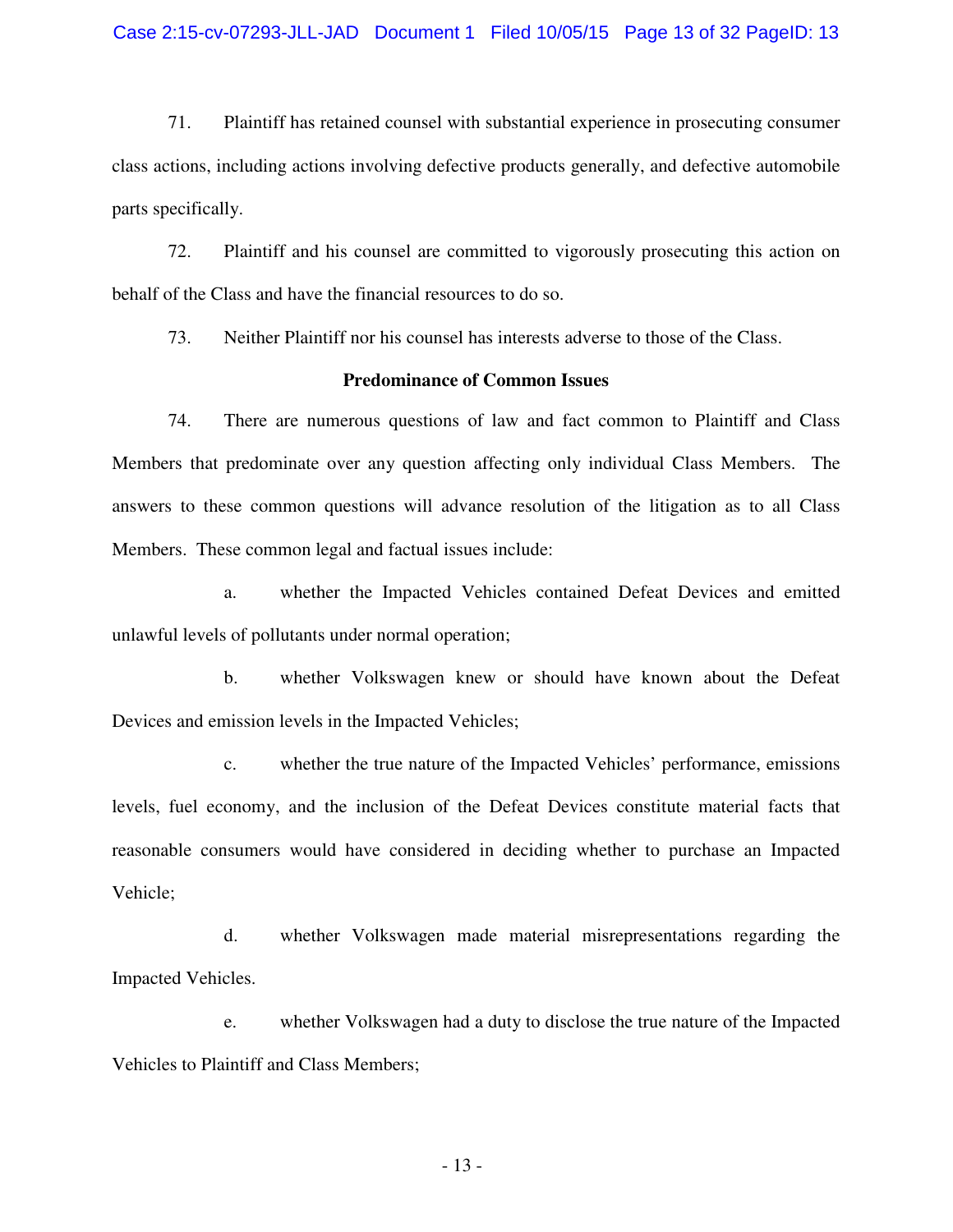71. Plaintiff has retained counsel with substantial experience in prosecuting consumer class actions, including actions involving defective products generally, and defective automobile parts specifically.

72. Plaintiff and his counsel are committed to vigorously prosecuting this action on behalf of the Class and have the financial resources to do so.

73. Neither Plaintiff nor his counsel has interests adverse to those of the Class.

**Predominance of Common Issues**

74. There are numerous questions of law and fact common to Plaintiff and Class Members that predominate over any question affecting only individual Class Members. The answers to these common questions will advance resolution of the litigation as to all Class Members. These common legal and factual issues include:

a. whether the Impacted Vehicles contained Defeat Devices and emitted unlawful levels of pollutants under normal operation;

b. whether Volkswagen knew or should have known about the Defeat Devices and emission levels in the Impacted Vehicles;

c. whether the true nature of the Impacted Vehicles' performance, emissions levels, fuel economy, and the inclusion of the Defeat Devices constitute material facts that reasonable consumers would have considered in deciding whether to purchase an Impacted Vehicle;

d. whether Volkswagen made material misrepresentations regarding the Impacted Vehicles.

e. whether Volkswagen had a duty to disclose the true nature of the Impacted Vehicles to Plaintiff and Class Members;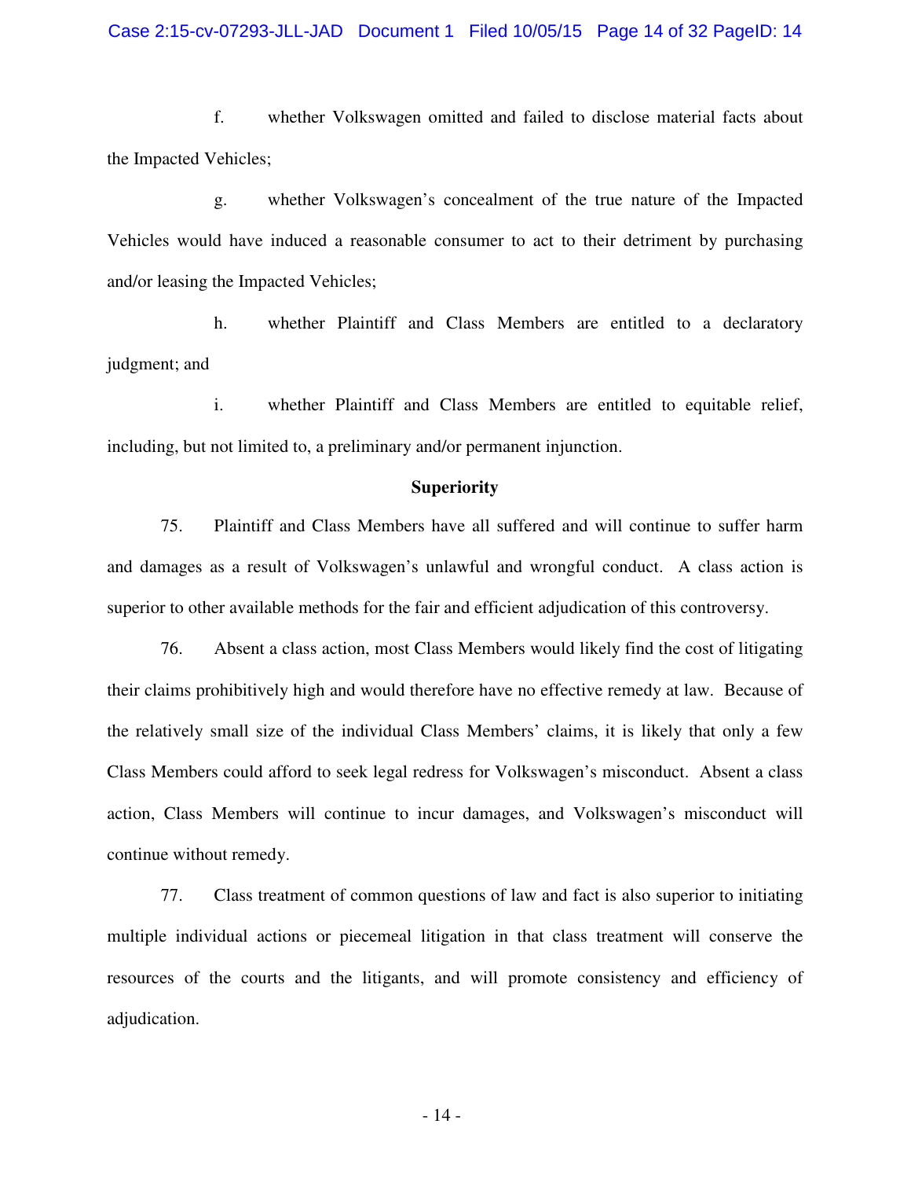f. whether Volkswagen omitted and failed to disclose material facts about the Impacted Vehicles;

g. whether Volkswagen's concealment of the true nature of the Impacted Vehicles would have induced a reasonable consumer to act to their detriment by purchasing and/or leasing the Impacted Vehicles;

h. whether Plaintiff and Class Members are entitled to a declaratory judgment; and

i. whether Plaintiff and Class Members are entitled to equitable relief, including, but not limited to, a preliminary and/or permanent injunction.

**Superiority**

75. Plaintiff and Class Members have all suffered and will continue to suffer harm and damages as a result of Volkswagen's unlawful and wrongful conduct. A class action is superior to other available methods for the fair and efficient adjudication of this controversy.

76. Absent a class action, most Class Members would likely find the cost of litigating their claims prohibitively high and would therefore have no effective remedy at law. Because of the relatively small size of the individual Class Members' claims, it is likely that only a few Class Members could afford to seek legal redress for Volkswagen's misconduct. Absent a class action, Class Members will continue to incur damages, and Volkswagen's misconduct will continue without remedy.

77. Class treatment of common questions of law and fact is also superior to initiating multiple individual actions or piecemeal litigation in that class treatment will conserve the resources of the courts and the litigants, and will promote consistency and efficiency of adjudication.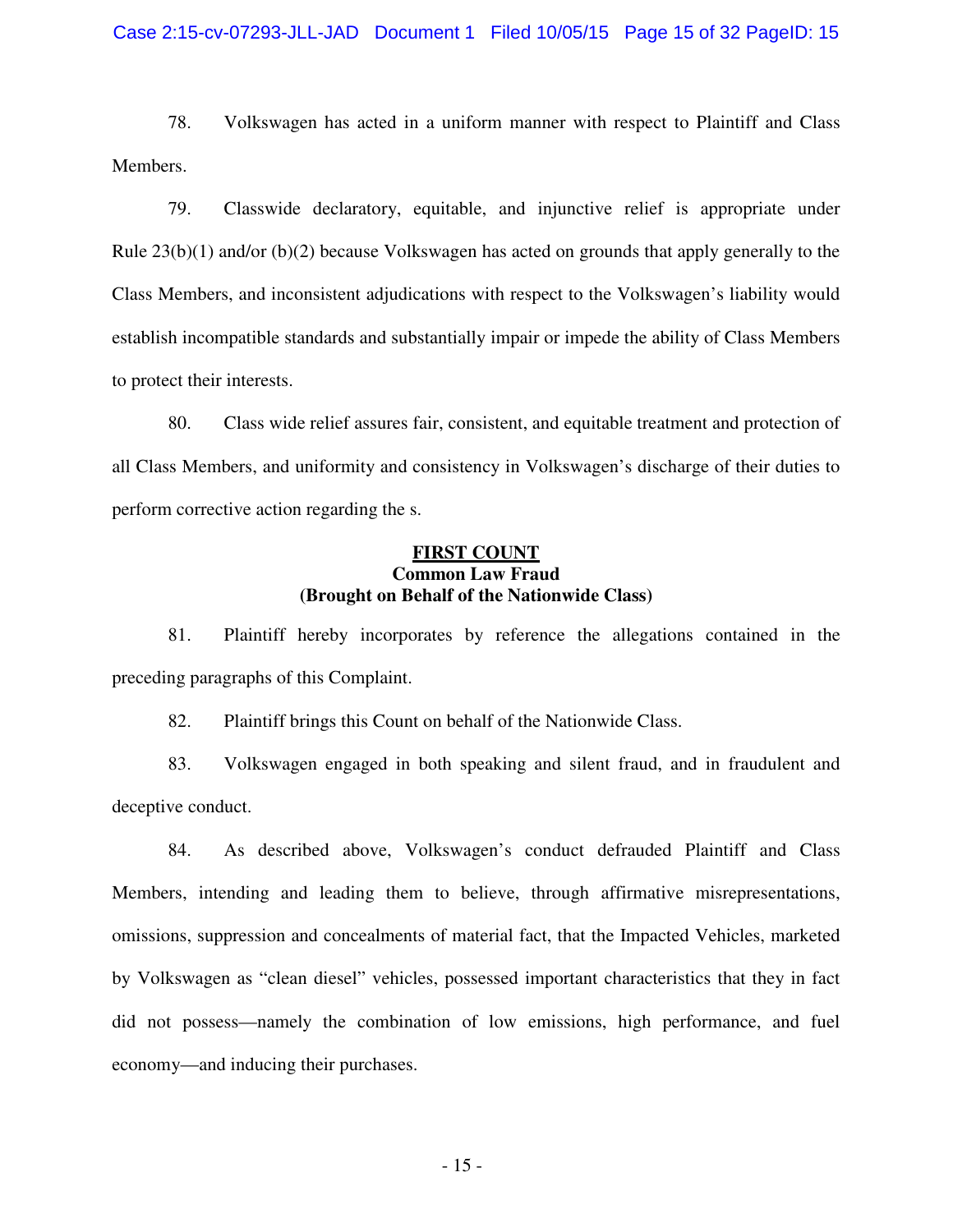78. Volkswagen has acted in a uniform manner with respect to Plaintiff and Class Members.

79. Classwide declaratory, equitable, and injunctive relief is appropriate under Rule 23(b)(1) and/or (b)(2) because Volkswagen has acted on grounds that apply generally to the Class Members, and inconsistent adjudications with respect to the Volkswagen's liability would establish incompatible standards and substantially impair or impede the ability of Class Members to protect their interests.

80. Class wide relief assures fair, consistent, and equitable treatment and protection of all Class Members, and uniformity and consistency in Volkswagen's discharge of their duties to perform corrective action regarding the s.

**<u>FIRST COUNT</u>**
**Common Law Fraud**
**(Brought on Behalf of the Nationwide Class)**

81. Plaintiff hereby incorporates by reference the allegations contained in the preceding paragraphs of this Complaint.

82. Plaintiff brings this Count on behalf of the Nationwide Class.

83. Volkswagen engaged in both speaking and silent fraud, and in fraudulent and deceptive conduct.

84. As described above, Volkswagen's conduct defrauded Plaintiff and Class Members, intending and leading them to believe, through affirmative misrepresentations, omissions, suppression and concealments of material fact, that the Impacted Vehicles, marketed by Volkswagen as "clean diesel" vehicles, possessed important characteristics that they in fact did not possess—namely the combination of low emissions, high performance, and fuel economy—and inducing their purchases.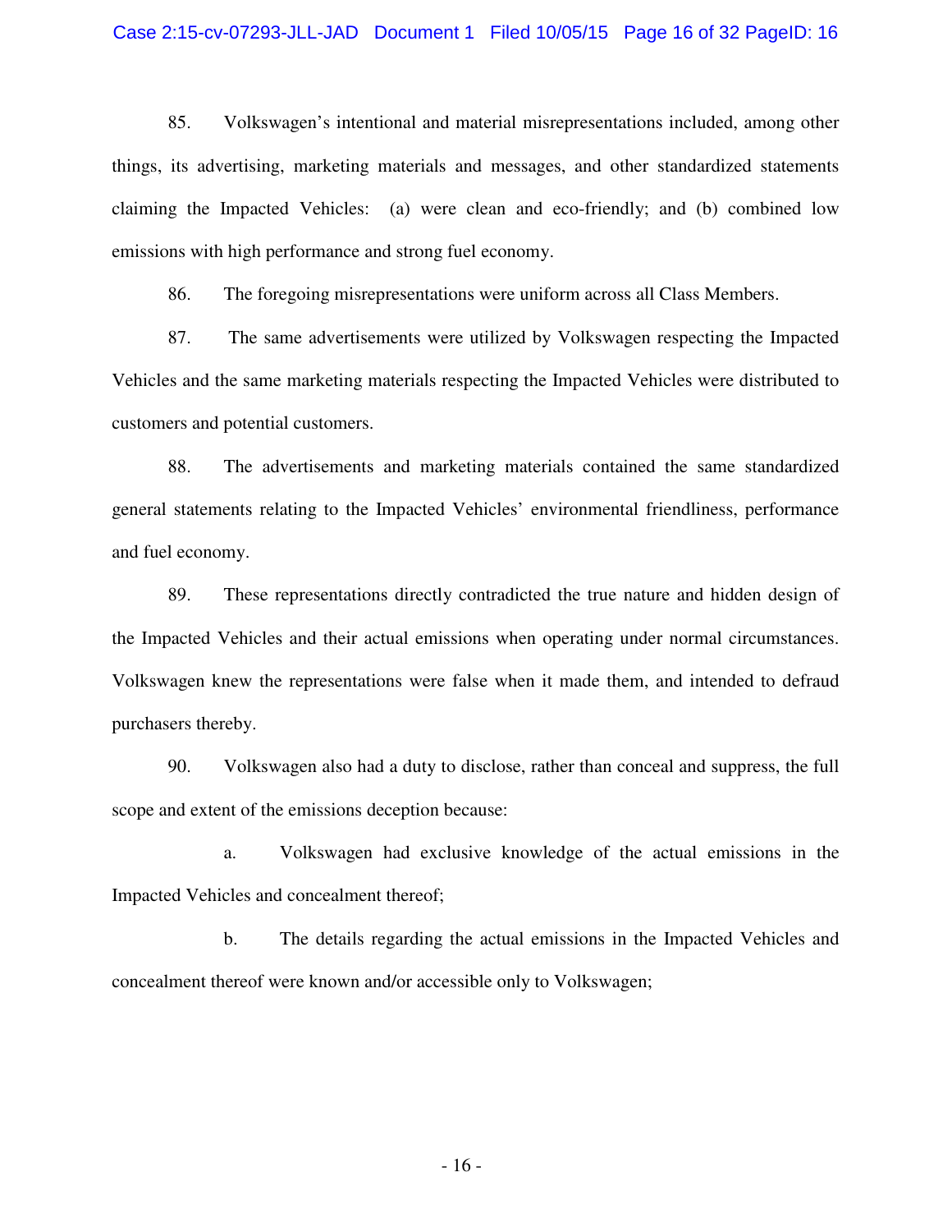85. Volkswagen's intentional and material misrepresentations included, among other things, its advertising, marketing materials and messages, and other standardized statements claiming the Impacted Vehicles: (a) were clean and eco-friendly; and (b) combined low emissions with high performance and strong fuel economy.

86. The foregoing misrepresentations were uniform across all Class Members.

87. The same advertisements were utilized by Volkswagen respecting the Impacted Vehicles and the same marketing materials respecting the Impacted Vehicles were distributed to customers and potential customers.

88. The advertisements and marketing materials contained the same standardized general statements relating to the Impacted Vehicles' environmental friendliness, performance and fuel economy.

89. These representations directly contradicted the true nature and hidden design of the Impacted Vehicles and their actual emissions when operating under normal circumstances. Volkswagen knew the representations were false when it made them, and intended to defraud purchasers thereby.

90. Volkswagen also had a duty to disclose, rather than conceal and suppress, the full scope and extent of the emissions deception because:

a. Volkswagen had exclusive knowledge of the actual emissions in the Impacted Vehicles and concealment thereof;

b. The details regarding the actual emissions in the Impacted Vehicles and concealment thereof were known and/or accessible only to Volkswagen;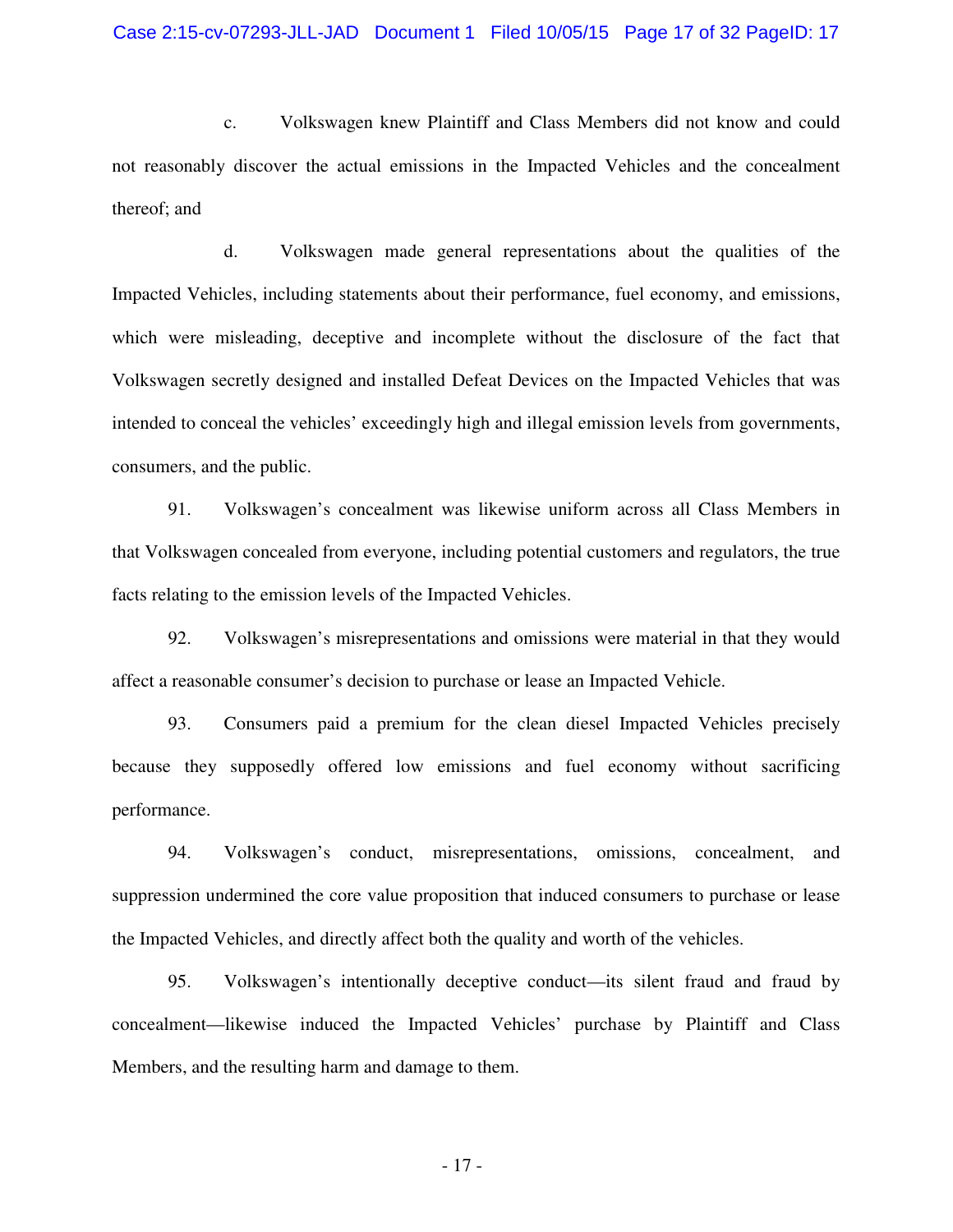c. Volkswagen knew Plaintiff and Class Members did not know and could not reasonably discover the actual emissions in the Impacted Vehicles and the concealment thereof; and

d. Volkswagen made general representations about the qualities of the Impacted Vehicles, including statements about their performance, fuel economy, and emissions, which were misleading, deceptive and incomplete without the disclosure of the fact that Volkswagen secretly designed and installed Defeat Devices on the Impacted Vehicles that was intended to conceal the vehicles' exceedingly high and illegal emission levels from governments, consumers, and the public.

91. Volkswagen's concealment was likewise uniform across all Class Members in that Volkswagen concealed from everyone, including potential customers and regulators, the true facts relating to the emission levels of the Impacted Vehicles.

92. Volkswagen's misrepresentations and omissions were material in that they would affect a reasonable consumer's decision to purchase or lease an Impacted Vehicle.

93. Consumers paid a premium for the clean diesel Impacted Vehicles precisely because they supposedly offered low emissions and fuel economy without sacrificing performance.

94. Volkswagen's conduct, misrepresentations, omissions, concealment, and suppression undermined the core value proposition that induced consumers to purchase or lease the Impacted Vehicles, and directly affect both the quality and worth of the vehicles.

95. Volkswagen's intentionally deceptive conduct—its silent fraud and fraud by concealment—likewise induced the Impacted Vehicles' purchase by Plaintiff and Class Members, and the resulting harm and damage to them.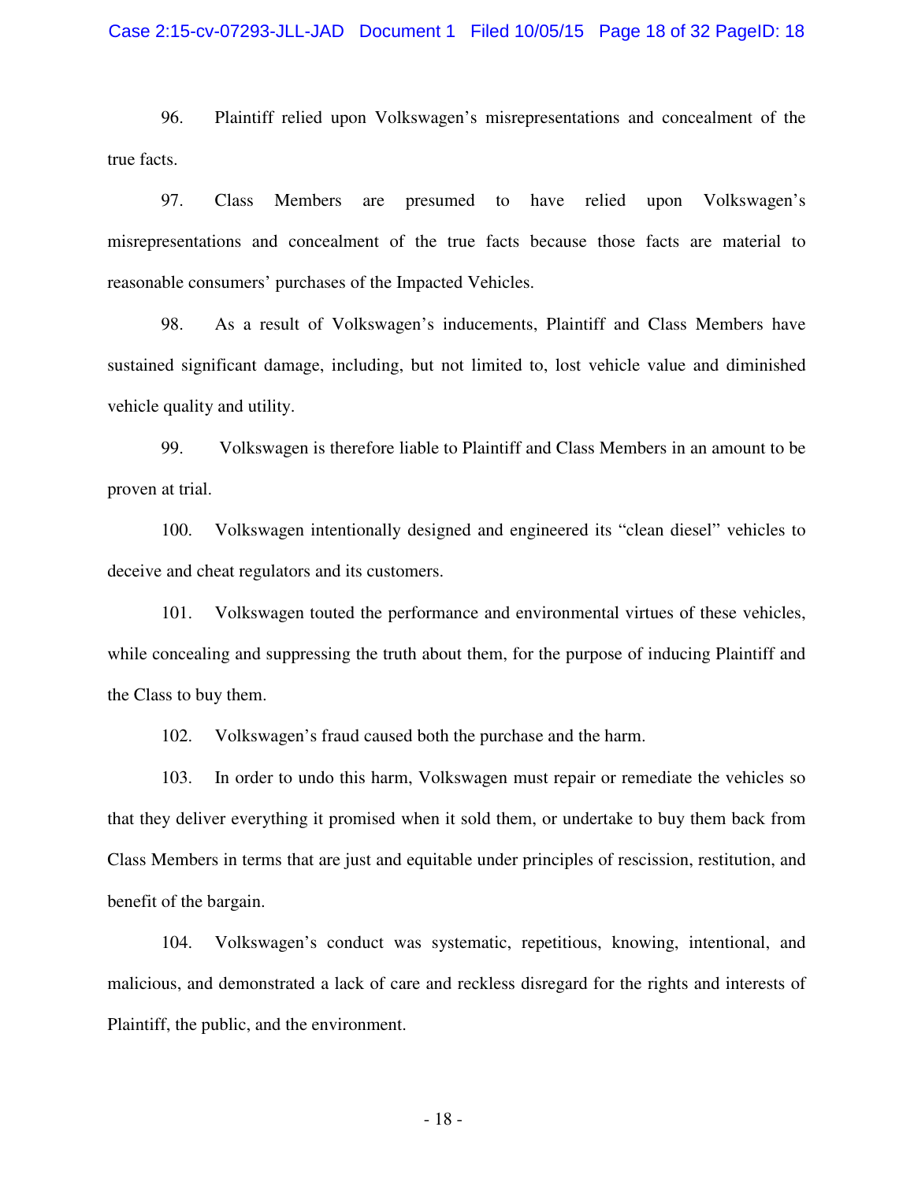96. Plaintiff relied upon Volkswagen's misrepresentations and concealment of the true facts.

97. Class Members are presumed to have relied upon Volkswagen's misrepresentations and concealment of the true facts because those facts are material to reasonable consumers' purchases of the Impacted Vehicles.

98. As a result of Volkswagen's inducements, Plaintiff and Class Members have sustained significant damage, including, but not limited to, lost vehicle value and diminished vehicle quality and utility.

99. Volkswagen is therefore liable to Plaintiff and Class Members in an amount to be proven at trial.

100. Volkswagen intentionally designed and engineered its "clean diesel" vehicles to deceive and cheat regulators and its customers.

101. Volkswagen touted the performance and environmental virtues of these vehicles, while concealing and suppressing the truth about them, for the purpose of inducing Plaintiff and the Class to buy them.

102. Volkswagen's fraud caused both the purchase and the harm.

103. In order to undo this harm, Volkswagen must repair or remediate the vehicles so that they deliver everything it promised when it sold them, or undertake to buy them back from Class Members in terms that are just and equitable under principles of rescission, restitution, and benefit of the bargain.

104. Volkswagen's conduct was systematic, repetitious, knowing, intentional, and malicious, and demonstrated a lack of care and reckless disregard for the rights and interests of Plaintiff, the public, and the environment.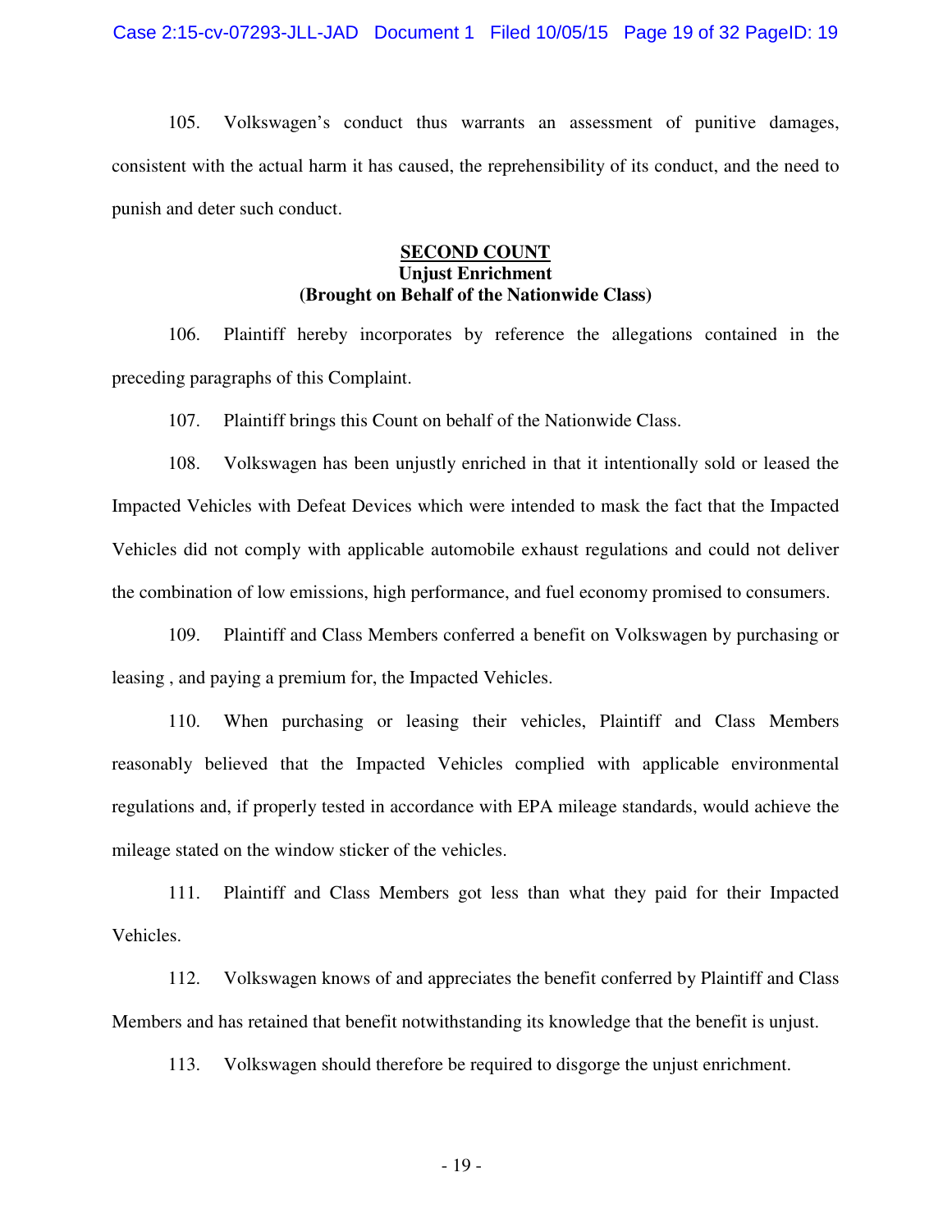105. Volkswagen's conduct thus warrants an assessment of punitive damages, consistent with the actual harm it has caused, the reprehensibility of its conduct, and the need to punish and deter such conduct.

**SECOND COUNT**
**Unjust Enrichment**
**(Brought on Behalf of the Nationwide Class)**

106. Plaintiff hereby incorporates by reference the allegations contained in the preceding paragraphs of this Complaint.

107. Plaintiff brings this Count on behalf of the Nationwide Class.

108. Volkswagen has been unjustly enriched in that it intentionally sold or leased the Impacted Vehicles with Defeat Devices which were intended to mask the fact that the Impacted Vehicles did not comply with applicable automobile exhaust regulations and could not deliver the combination of low emissions, high performance, and fuel economy promised to consumers.

109. Plaintiff and Class Members conferred a benefit on Volkswagen by purchasing or leasing , and paying a premium for, the Impacted Vehicles.

110. When purchasing or leasing their vehicles, Plaintiff and Class Members reasonably believed that the Impacted Vehicles complied with applicable environmental regulations and, if properly tested in accordance with EPA mileage standards, would achieve the mileage stated on the window sticker of the vehicles.

111. Plaintiff and Class Members got less than what they paid for their Impacted Vehicles.

112. Volkswagen knows of and appreciates the benefit conferred by Plaintiff and Class Members and has retained that benefit notwithstanding its knowledge that the benefit is unjust.

113. Volkswagen should therefore be required to disgorge the unjust enrichment.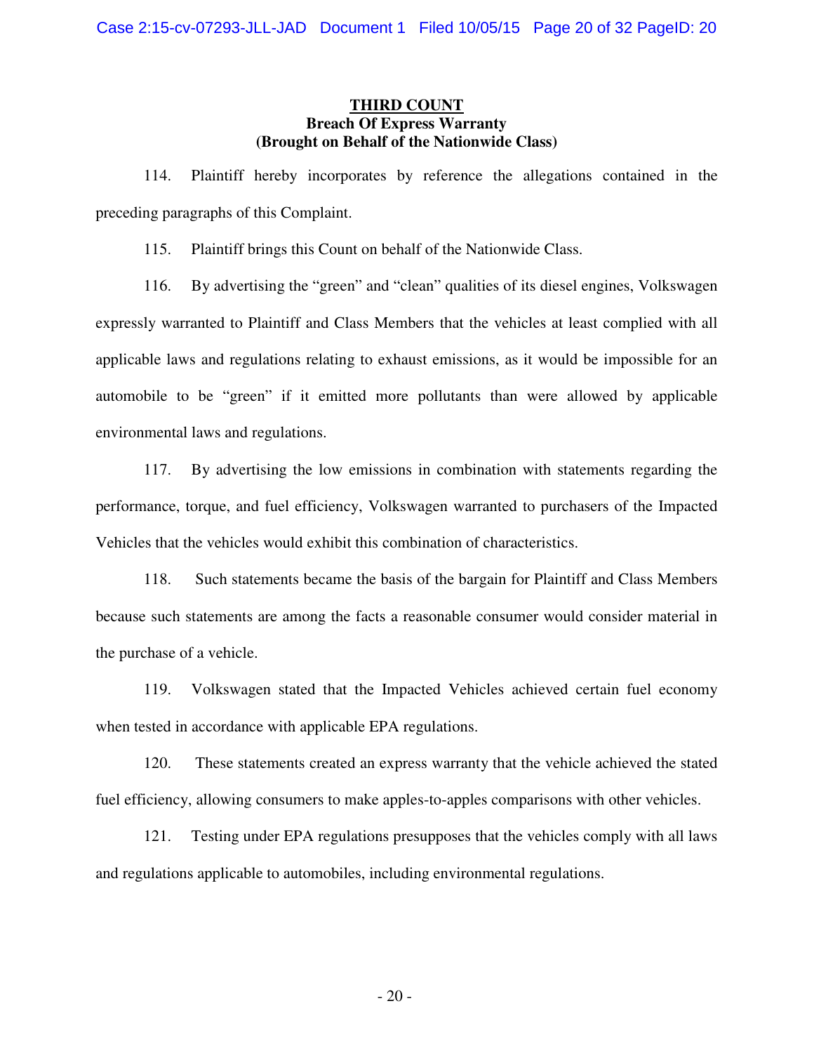## THIRD COUNT

**Breach Of Express Warranty**
**(Brought on Behalf of the Nationwide Class)**

114. Plaintiff hereby incorporates by reference the allegations contained in the preceding paragraphs of this Complaint.

115. Plaintiff brings this Count on behalf of the Nationwide Class.

116. By advertising the "green" and "clean" qualities of its diesel engines, Volkswagen expressly warranted to Plaintiff and Class Members that the vehicles at least complied with all applicable laws and regulations relating to exhaust emissions, as it would be impossible for an automobile to be "green" if it emitted more pollutants than were allowed by applicable environmental laws and regulations.

117. By advertising the low emissions in combination with statements regarding the performance, torque, and fuel efficiency, Volkswagen warranted to purchasers of the Impacted Vehicles that the vehicles would exhibit this combination of characteristics.

118. Such statements became the basis of the bargain for Plaintiff and Class Members because such statements are among the facts a reasonable consumer would consider material in the purchase of a vehicle.

119. Volkswagen stated that the Impacted Vehicles achieved certain fuel economy when tested in accordance with applicable EPA regulations.

120. These statements created an express warranty that the vehicle achieved the stated fuel efficiency, allowing consumers to make apples-to-apples comparisons with other vehicles.

121. Testing under EPA regulations presupposes that the vehicles comply with all laws and regulations applicable to automobiles, including environmental regulations.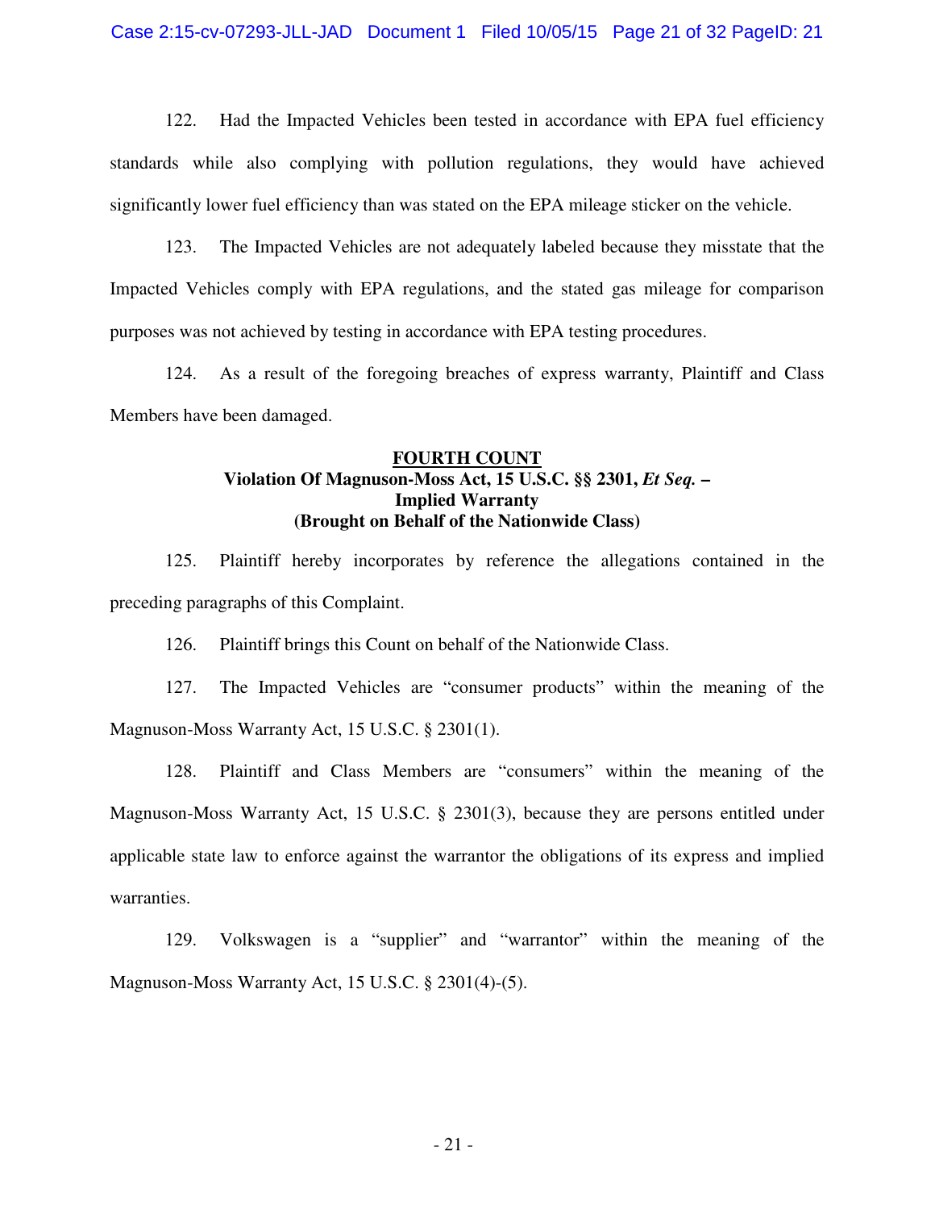122. Had the Impacted Vehicles been tested in accordance with EPA fuel efficiency standards while also complying with pollution regulations, they would have achieved significantly lower fuel efficiency than was stated on the EPA mileage sticker on the vehicle.

123. The Impacted Vehicles are not adequately labeled because they misstate that the Impacted Vehicles comply with EPA regulations, and the stated gas mileage for comparison purposes was not achieved by testing in accordance with EPA testing procedures.

124. As a result of the foregoing breaches of express warranty, Plaintiff and Class Members have been damaged.

**FOURTH COUNT**
**Violation Of Magnuson-Moss Act, 15 U.S.C. §§ 2301, *Et Seq.* –**
**Implied Warranty**
**(Brought on Behalf of the Nationwide Class)**

125. Plaintiff hereby incorporates by reference the allegations contained in the preceding paragraphs of this Complaint.

126. Plaintiff brings this Count on behalf of the Nationwide Class.

127. The Impacted Vehicles are "consumer products" within the meaning of the Magnuson-Moss Warranty Act, 15 U.S.C. § 2301(1).

128. Plaintiff and Class Members are "consumers" within the meaning of the Magnuson-Moss Warranty Act, 15 U.S.C. § 2301(3), because they are persons entitled under applicable state law to enforce against the warrantor the obligations of its express and implied warranties.

129. Volkswagen is a "supplier" and "warrantor" within the meaning of the Magnuson-Moss Warranty Act, 15 U.S.C. § 2301(4)-(5).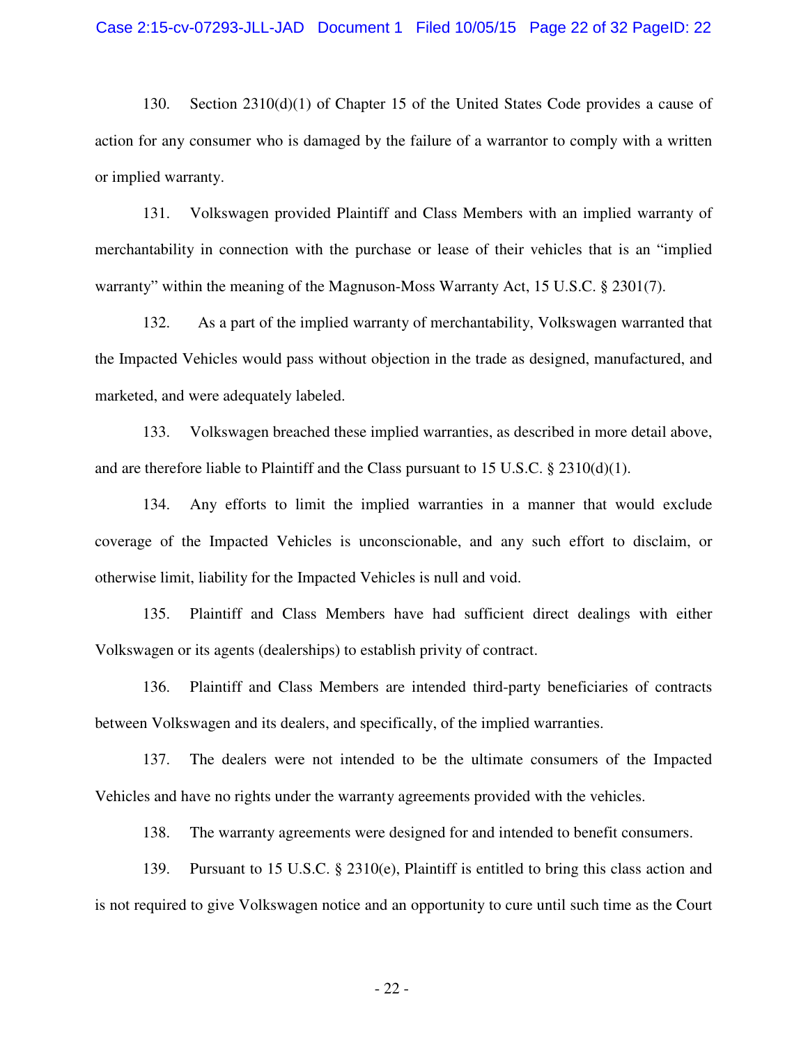130. Section 2310(d)(1) of Chapter 15 of the United States Code provides a cause of action for any consumer who is damaged by the failure of a warrantor to comply with a written or implied warranty.

131. Volkswagen provided Plaintiff and Class Members with an implied warranty of merchantability in connection with the purchase or lease of their vehicles that is an "implied warranty" within the meaning of the Magnuson-Moss Warranty Act, 15 U.S.C. § 2301(7).

132. As a part of the implied warranty of merchantability, Volkswagen warranted that the Impacted Vehicles would pass without objection in the trade as designed, manufactured, and marketed, and were adequately labeled.

133. Volkswagen breached these implied warranties, as described in more detail above, and are therefore liable to Plaintiff and the Class pursuant to 15 U.S.C. § 2310(d)(1).

134. Any efforts to limit the implied warranties in a manner that would exclude coverage of the Impacted Vehicles is unconscionable, and any such effort to disclaim, or otherwise limit, liability for the Impacted Vehicles is null and void.

135. Plaintiff and Class Members have had sufficient direct dealings with either Volkswagen or its agents (dealerships) to establish privity of contract.

136. Plaintiff and Class Members are intended third-party beneficiaries of contracts between Volkswagen and its dealers, and specifically, of the implied warranties.

137. The dealers were not intended to be the ultimate consumers of the Impacted Vehicles and have no rights under the warranty agreements provided with the vehicles.

138. The warranty agreements were designed for and intended to benefit consumers.

139. Pursuant to 15 U.S.C. § 2310(e), Plaintiff is entitled to bring this class action and is not required to give Volkswagen notice and an opportunity to cure until such time as the Court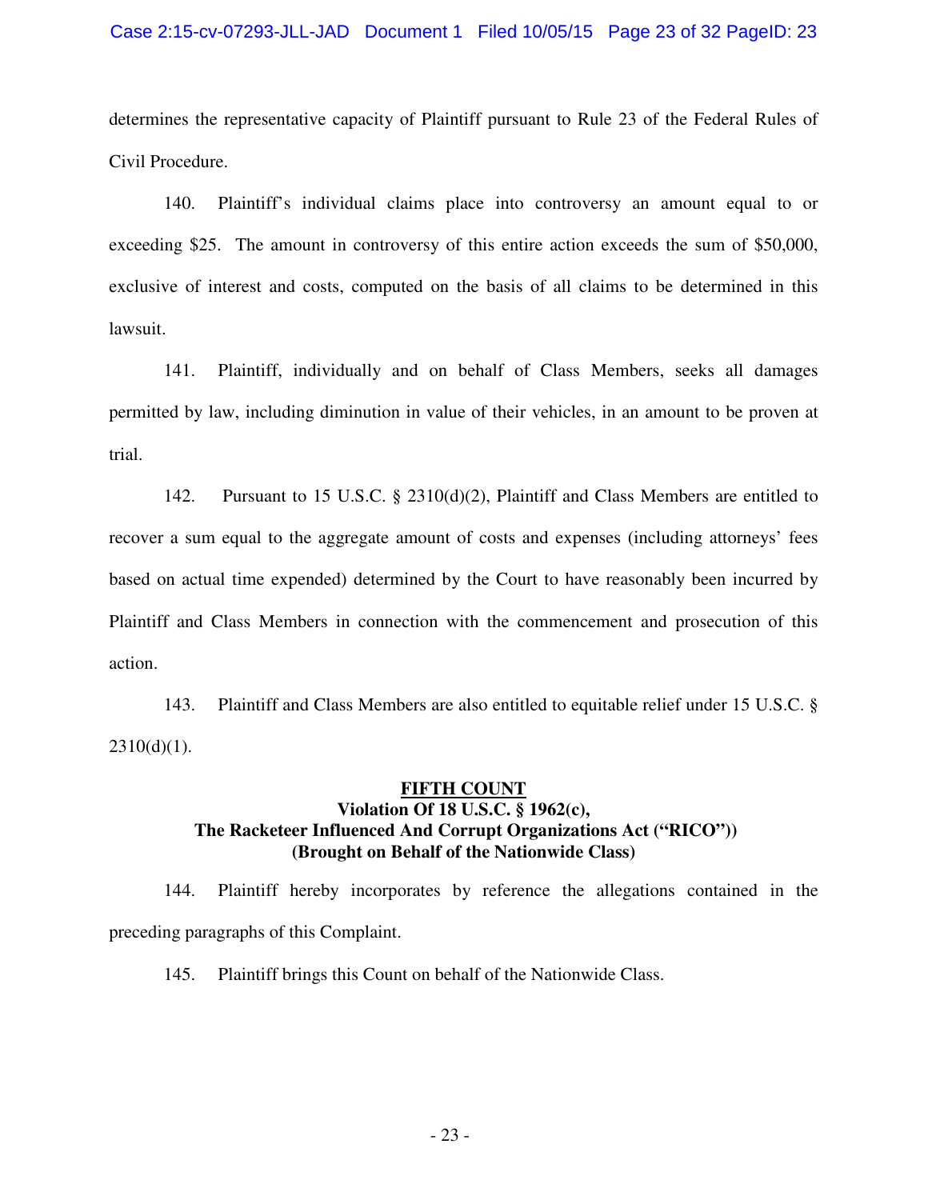determines the representative capacity of Plaintiff pursuant to Rule 23 of the Federal Rules of Civil Procedure.

140. Plaintiff's individual claims place into controversy an amount equal to or exceeding $25. The amount in controversy of this entire action exceeds the sum of $50,000, exclusive of interest and costs, computed on the basis of all claims to be determined in this lawsuit.

141. Plaintiff, individually and on behalf of Class Members, seeks all damages permitted by law, including diminution in value of their vehicles, in an amount to be proven at trial.

142. Pursuant to 15 U.S.C. § 2310(d)(2), Plaintiff and Class Members are entitled to recover a sum equal to the aggregate amount of costs and expenses (including attorneys' fees based on actual time expended) determined by the Court to have reasonably been incurred by Plaintiff and Class Members in connection with the commencement and prosecution of this action.

143. Plaintiff and Class Members are also entitled to equitable relief under 15 U.S.C. § 2310(d)(1).

**<u>FIFTH COUNT</u>**
**Violation Of 18 U.S.C. § 1962(c),**
**The Racketeer Influenced And Corrupt Organizations Act ("RICO"))**
**(Brought on Behalf of the Nationwide Class)**

144. Plaintiff hereby incorporates by reference the allegations contained in the preceding paragraphs of this Complaint.

145. Plaintiff brings this Count on behalf of the Nationwide Class.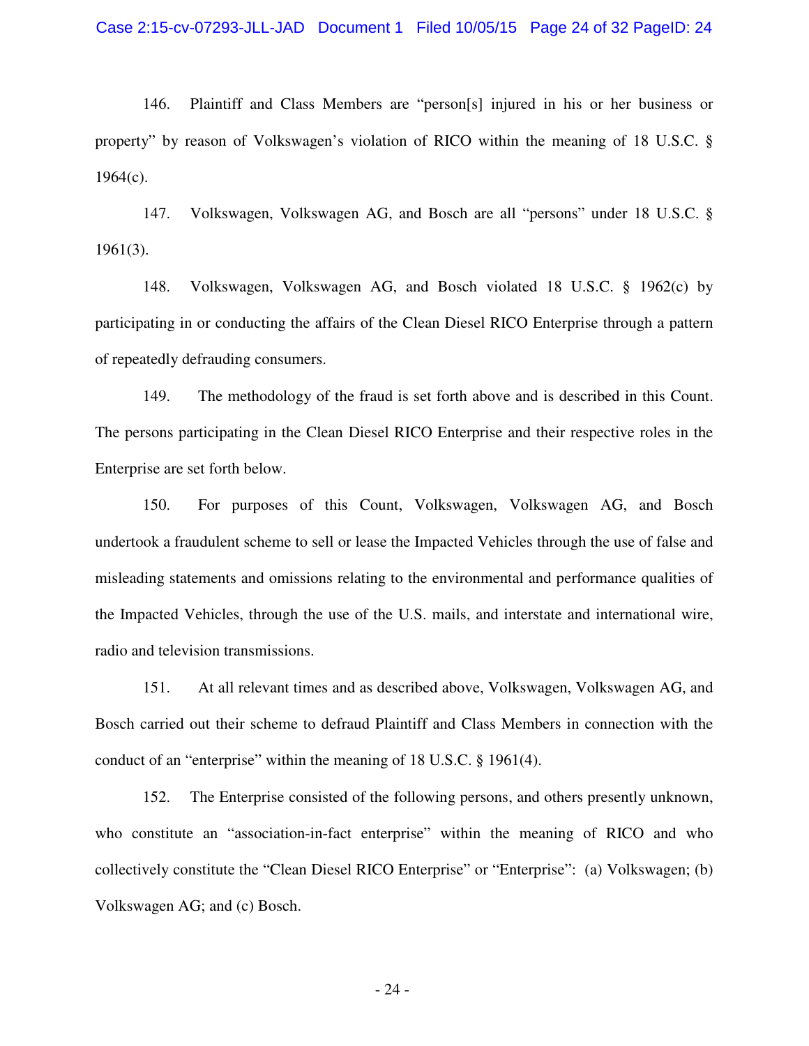146. Plaintiff and Class Members are "person[s] injured in his or her business or property" by reason of Volkswagen's violation of RICO within the meaning of 18 U.S.C. § 1964(c).

147. Volkswagen, Volkswagen AG, and Bosch are all "persons" under 18 U.S.C. § 1961(3).

148. Volkswagen, Volkswagen AG, and Bosch violated 18 U.S.C. § 1962(c) by participating in or conducting the affairs of the Clean Diesel RICO Enterprise through a pattern of repeatedly defrauding consumers.

149. The methodology of the fraud is set forth above and is described in this Count. The persons participating in the Clean Diesel RICO Enterprise and their respective roles in the Enterprise are set forth below.

150. For purposes of this Count, Volkswagen, Volkswagen AG, and Bosch undertook a fraudulent scheme to sell or lease the Impacted Vehicles through the use of false and misleading statements and omissions relating to the environmental and performance qualities of the Impacted Vehicles, through the use of the U.S. mails, and interstate and international wire, radio and television transmissions.

151. At all relevant times and as described above, Volkswagen, Volkswagen AG, and Bosch carried out their scheme to defraud Plaintiff and Class Members in connection with the conduct of an "enterprise" within the meaning of 18 U.S.C. § 1961(4).

152. The Enterprise consisted of the following persons, and others presently unknown, who constitute an "association-in-fact enterprise" within the meaning of RICO and who collectively constitute the "Clean Diesel RICO Enterprise" or "Enterprise": (a) Volkswagen; (b) Volkswagen AG; and (c) Bosch.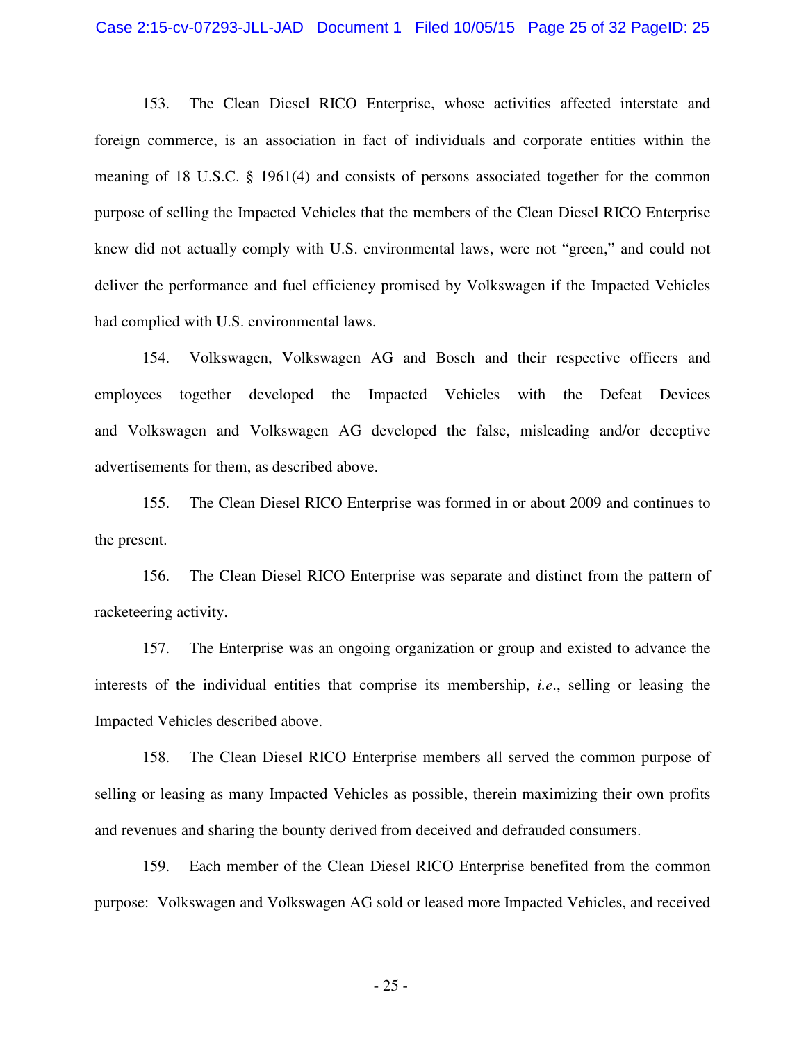153. The Clean Diesel RICO Enterprise, whose activities affected interstate and foreign commerce, is an association in fact of individuals and corporate entities within the meaning of 18 U.S.C. § 1961(4) and consists of persons associated together for the common purpose of selling the Impacted Vehicles that the members of the Clean Diesel RICO Enterprise knew did not actually comply with U.S. environmental laws, were not "green," and could not deliver the performance and fuel efficiency promised by Volkswagen if the Impacted Vehicles had complied with U.S. environmental laws.

154. Volkswagen, Volkswagen AG and Bosch and their respective officers and employees together developed the Impacted Vehicles with the Defeat Devices and Volkswagen and Volkswagen AG developed the false, misleading and/or deceptive advertisements for them, as described above.

155. The Clean Diesel RICO Enterprise was formed in or about 2009 and continues to the present.

156. The Clean Diesel RICO Enterprise was separate and distinct from the pattern of racketeering activity.

157. The Enterprise was an ongoing organization or group and existed to advance the interests of the individual entities that comprise its membership, *i.e*., selling or leasing the Impacted Vehicles described above.

158. The Clean Diesel RICO Enterprise members all served the common purpose of selling or leasing as many Impacted Vehicles as possible, therein maximizing their own profits and revenues and sharing the bounty derived from deceived and defrauded consumers.

159. Each member of the Clean Diesel RICO Enterprise benefited from the common purpose: Volkswagen and Volkswagen AG sold or leased more Impacted Vehicles, and received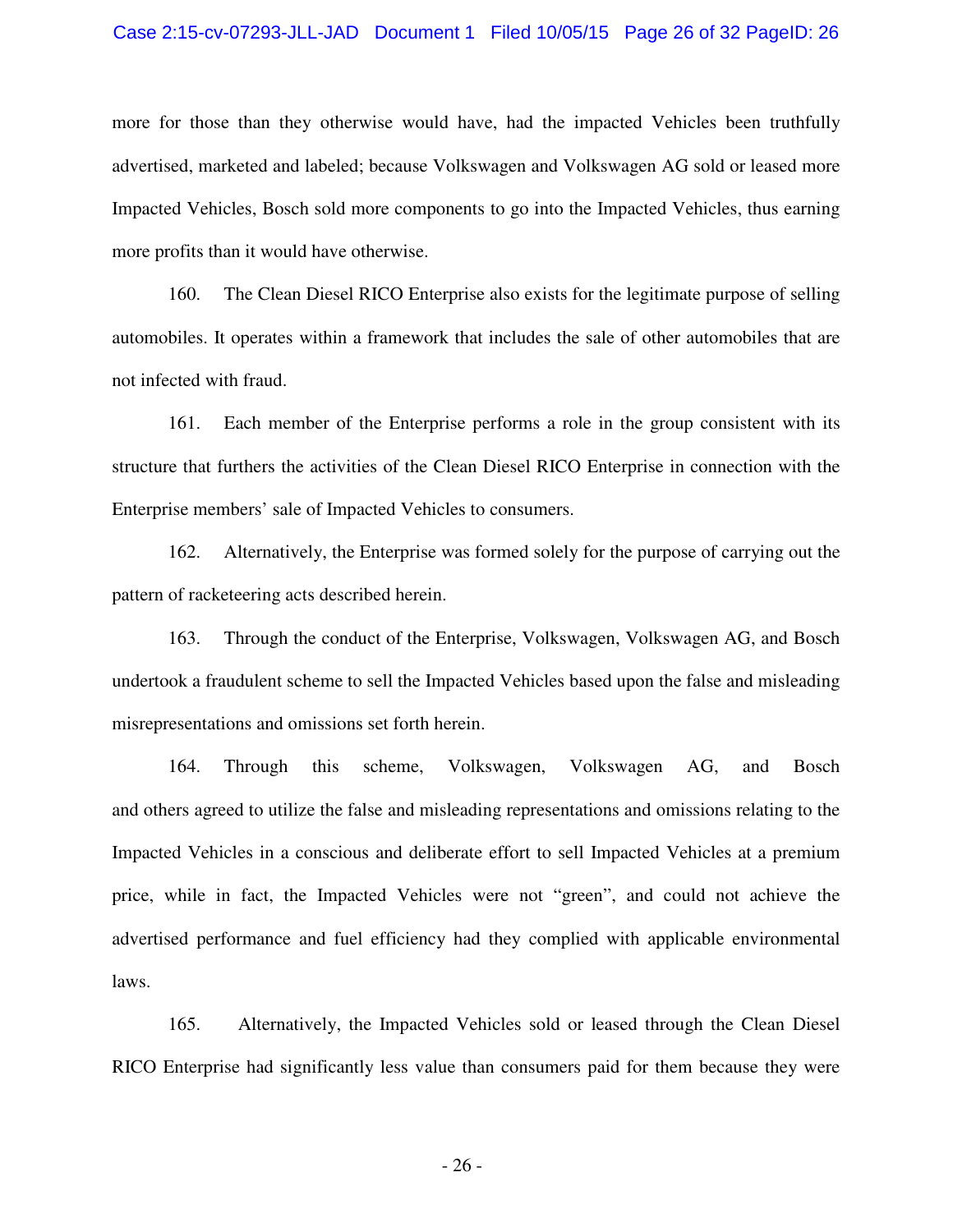more for those than they otherwise would have, had the impacted Vehicles been truthfully advertised, marketed and labeled; because Volkswagen and Volkswagen AG sold or leased more Impacted Vehicles, Bosch sold more components to go into the Impacted Vehicles, thus earning more profits than it would have otherwise.

160. The Clean Diesel RICO Enterprise also exists for the legitimate purpose of selling automobiles. It operates within a framework that includes the sale of other automobiles that are not infected with fraud.

161. Each member of the Enterprise performs a role in the group consistent with its structure that furthers the activities of the Clean Diesel RICO Enterprise in connection with the Enterprise members' sale of Impacted Vehicles to consumers.

162. Alternatively, the Enterprise was formed solely for the purpose of carrying out the pattern of racketeering acts described herein.

163. Through the conduct of the Enterprise, Volkswagen, Volkswagen AG, and Bosch undertook a fraudulent scheme to sell the Impacted Vehicles based upon the false and misleading misrepresentations and omissions set forth herein.

164. Through this scheme, Volkswagen, Volkswagen AG, and Bosch and others agreed to utilize the false and misleading representations and omissions relating to the Impacted Vehicles in a conscious and deliberate effort to sell Impacted Vehicles at a premium price, while in fact, the Impacted Vehicles were not "green", and could not achieve the advertised performance and fuel efficiency had they complied with applicable environmental laws.

165. Alternatively, the Impacted Vehicles sold or leased through the Clean Diesel RICO Enterprise had significantly less value than consumers paid for them because they were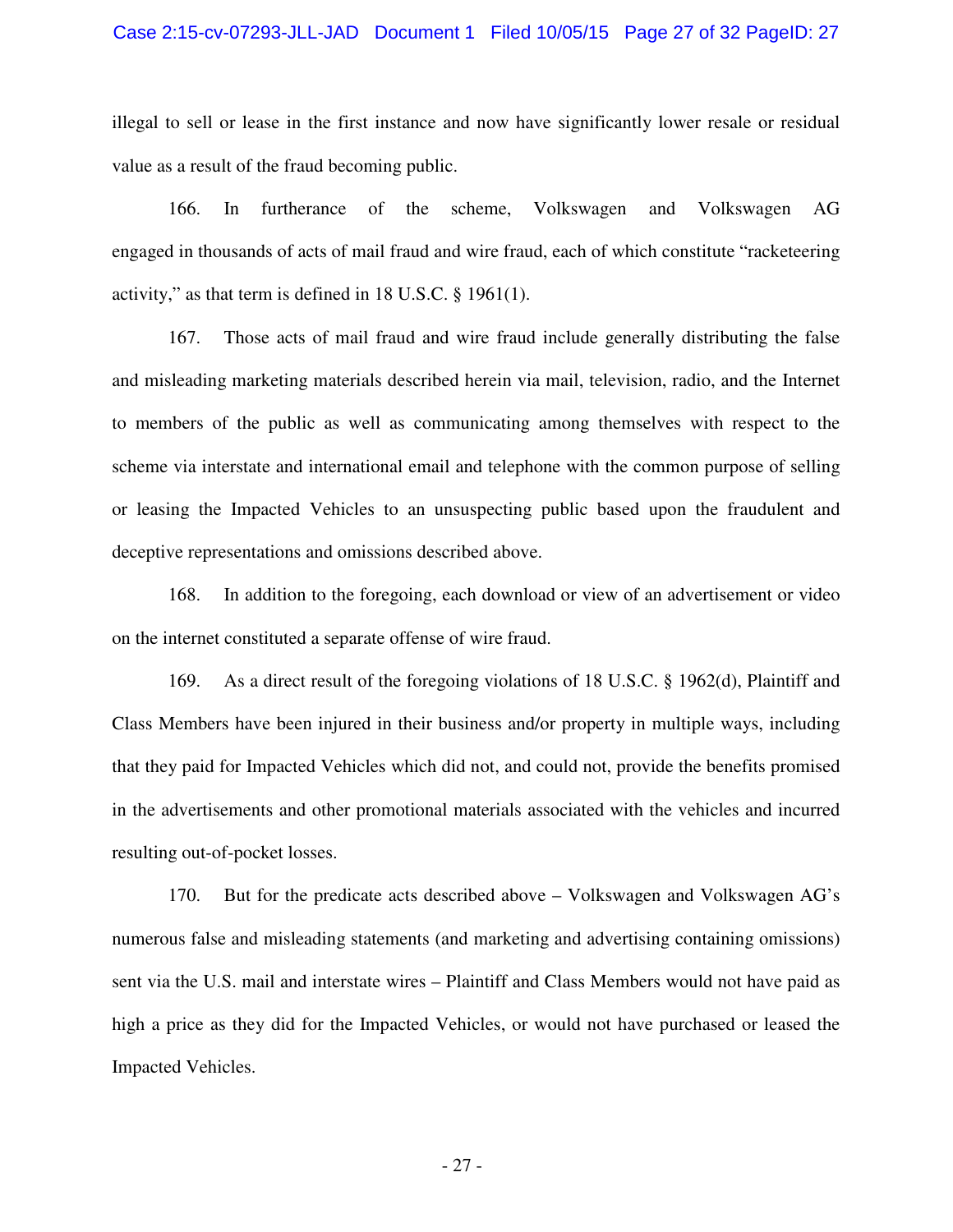illegal to sell or lease in the first instance and now have significantly lower resale or residual value as a result of the fraud becoming public.

166. In furtherance of the scheme, Volkswagen and Volkswagen AG engaged in thousands of acts of mail fraud and wire fraud, each of which constitute "racketeering activity," as that term is defined in 18 U.S.C. § 1961(1).

167. Those acts of mail fraud and wire fraud include generally distributing the false and misleading marketing materials described herein via mail, television, radio, and the Internet to members of the public as well as communicating among themselves with respect to the scheme via interstate and international email and telephone with the common purpose of selling or leasing the Impacted Vehicles to an unsuspecting public based upon the fraudulent and deceptive representations and omissions described above.

168. In addition to the foregoing, each download or view of an advertisement or video on the internet constituted a separate offense of wire fraud.

169. As a direct result of the foregoing violations of 18 U.S.C. § 1962(d), Plaintiff and Class Members have been injured in their business and/or property in multiple ways, including that they paid for Impacted Vehicles which did not, and could not, provide the benefits promised in the advertisements and other promotional materials associated with the vehicles and incurred resulting out-of-pocket losses.

170. But for the predicate acts described above – Volkswagen and Volkswagen AG's numerous false and misleading statements (and marketing and advertising containing omissions) sent via the U.S. mail and interstate wires – Plaintiff and Class Members would not have paid as high a price as they did for the Impacted Vehicles, or would not have purchased or leased the Impacted Vehicles.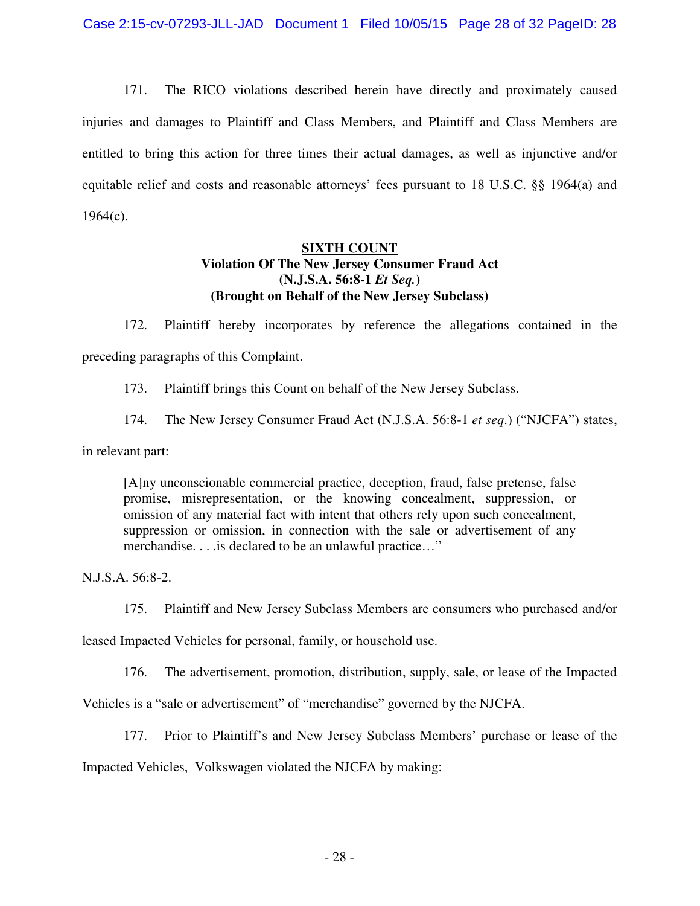171. The RICO violations described herein have directly and proximately caused injuries and damages to Plaintiff and Class Members, and Plaintiff and Class Members are entitled to bring this action for three times their actual damages, as well as injunctive and/or equitable relief and costs and reasonable attorneys' fees pursuant to 18 U.S.C. §§ 1964(a) and 1964(c).

**SIXTH COUNT**
**Violation Of The New Jersey Consumer Fraud Act**
**(N.J.S.A. 56:8-1 *Et Seq.*)**
**(Brought on Behalf of the New Jersey Subclass)**

172. Plaintiff hereby incorporates by reference the allegations contained in the preceding paragraphs of this Complaint.

173. Plaintiff brings this Count on behalf of the New Jersey Subclass.

174. The New Jersey Consumer Fraud Act (N.J.S.A. 56:8-1 *et seq*.) ("NJCFA") states, in relevant part:

> [A]ny unconscionable commercial practice, deception, fraud, false pretense, false promise, misrepresentation, or the knowing concealment, suppression, or omission of any material fact with intent that others rely upon such concealment, suppression or omission, in connection with the sale or advertisement of any merchandise. . . .is declared to be an unlawful practice…"

N.J.S.A. 56:8-2.

175. Plaintiff and New Jersey Subclass Members are consumers who purchased and/or leased Impacted Vehicles for personal, family, or household use.

176. The advertisement, promotion, distribution, supply, sale, or lease of the Impacted Vehicles is a "sale or advertisement" of "merchandise" governed by the NJCFA.

177. Prior to Plaintiff's and New Jersey Subclass Members' purchase or lease of the Impacted Vehicles, Volkswagen violated the NJCFA by making: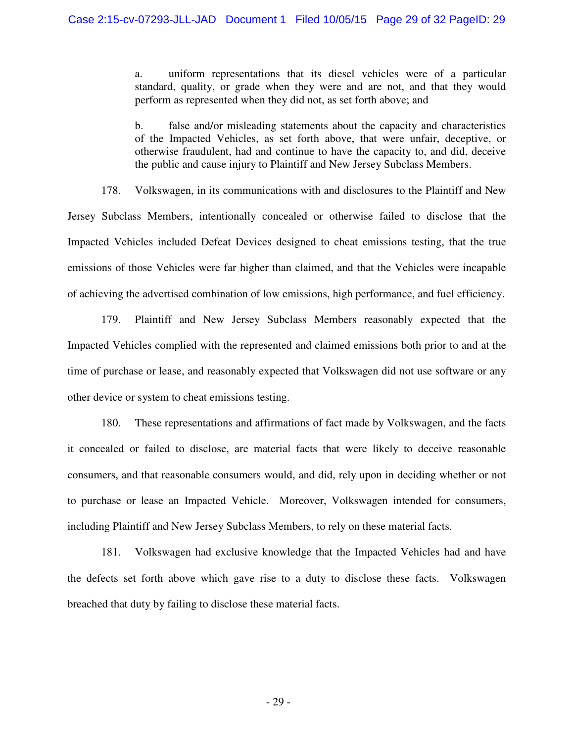a. uniform representations that its diesel vehicles were of a particular standard, quality, or grade when they were and are not, and that they would perform as represented when they did not, as set forth above; and

b. false and/or misleading statements about the capacity and characteristics of the Impacted Vehicles, as set forth above, that were unfair, deceptive, or otherwise fraudulent, had and continue to have the capacity to, and did, deceive the public and cause injury to Plaintiff and New Jersey Subclass Members.

178. Volkswagen, in its communications with and disclosures to the Plaintiff and New Jersey Subclass Members, intentionally concealed or otherwise failed to disclose that the Impacted Vehicles included Defeat Devices designed to cheat emissions testing, that the true emissions of those Vehicles were far higher than claimed, and that the Vehicles were incapable of achieving the advertised combination of low emissions, high performance, and fuel efficiency.

179. Plaintiff and New Jersey Subclass Members reasonably expected that the Impacted Vehicles complied with the represented and claimed emissions both prior to and at the time of purchase or lease, and reasonably expected that Volkswagen did not use software or any other device or system to cheat emissions testing.

180. These representations and affirmations of fact made by Volkswagen, and the facts it concealed or failed to disclose, are material facts that were likely to deceive reasonable consumers, and that reasonable consumers would, and did, rely upon in deciding whether or not to purchase or lease an Impacted Vehicle. Moreover, Volkswagen intended for consumers, including Plaintiff and New Jersey Subclass Members, to rely on these material facts.

181. Volkswagen had exclusive knowledge that the Impacted Vehicles had and have the defects set forth above which gave rise to a duty to disclose these facts. Volkswagen breached that duty by failing to disclose these material facts.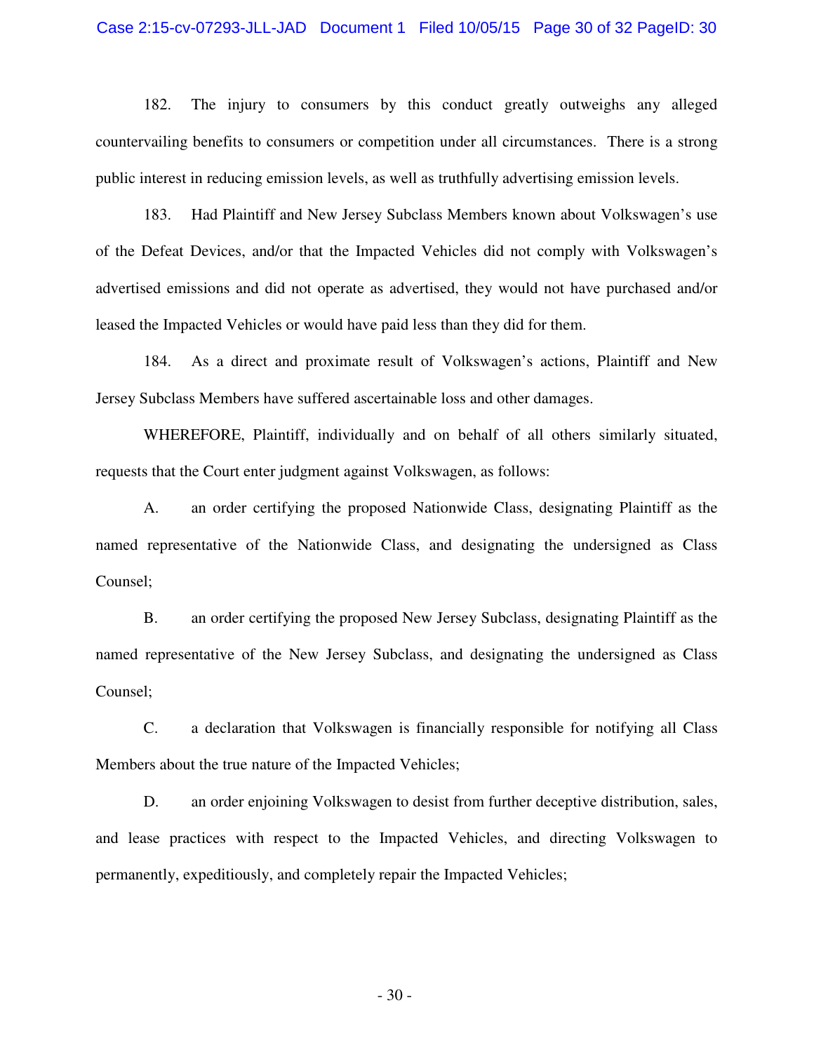182. The injury to consumers by this conduct greatly outweighs any alleged countervailing benefits to consumers or competition under all circumstances. There is a strong public interest in reducing emission levels, as well as truthfully advertising emission levels.

183. Had Plaintiff and New Jersey Subclass Members known about Volkswagen's use of the Defeat Devices, and/or that the Impacted Vehicles did not comply with Volkswagen's advertised emissions and did not operate as advertised, they would not have purchased and/or leased the Impacted Vehicles or would have paid less than they did for them.

184. As a direct and proximate result of Volkswagen's actions, Plaintiff and New Jersey Subclass Members have suffered ascertainable loss and other damages.

WHEREFORE, Plaintiff, individually and on behalf of all others similarly situated, requests that the Court enter judgment against Volkswagen, as follows:

A. an order certifying the proposed Nationwide Class, designating Plaintiff as the named representative of the Nationwide Class, and designating the undersigned as Class Counsel;

B. an order certifying the proposed New Jersey Subclass, designating Plaintiff as the named representative of the New Jersey Subclass, and designating the undersigned as Class Counsel;

C. a declaration that Volkswagen is financially responsible for notifying all Class Members about the true nature of the Impacted Vehicles;

D. an order enjoining Volkswagen to desist from further deceptive distribution, sales, and lease practices with respect to the Impacted Vehicles, and directing Volkswagen to permanently, expeditiously, and completely repair the Impacted Vehicles;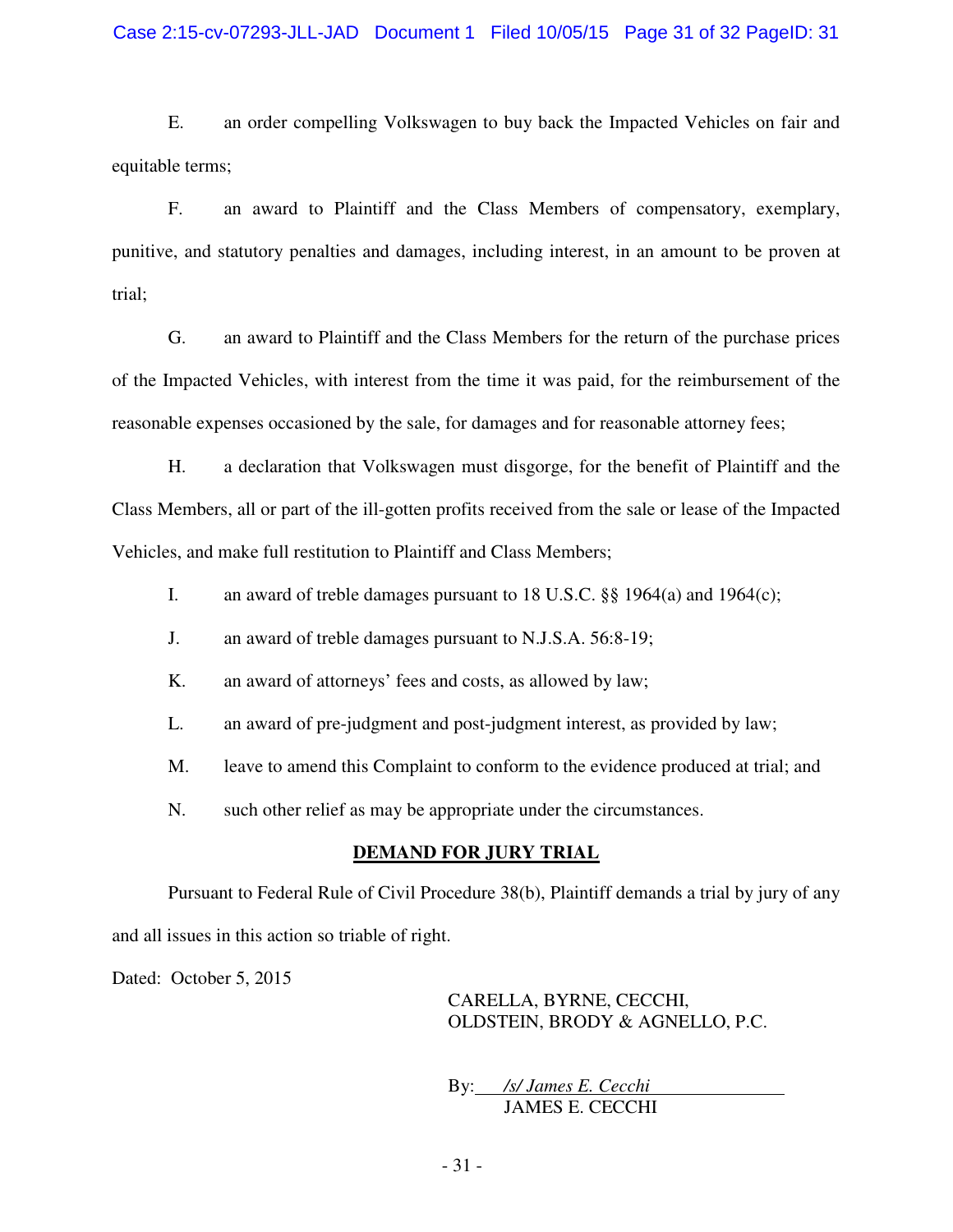E. an order compelling Volkswagen to buy back the Impacted Vehicles on fair and equitable terms;

F. an award to Plaintiff and the Class Members of compensatory, exemplary, punitive, and statutory penalties and damages, including interest, in an amount to be proven at trial;

G. an award to Plaintiff and the Class Members for the return of the purchase prices of the Impacted Vehicles, with interest from the time it was paid, for the reimbursement of the reasonable expenses occasioned by the sale, for damages and for reasonable attorney fees;

H. a declaration that Volkswagen must disgorge, for the benefit of Plaintiff and the Class Members, all or part of the ill-gotten profits received from the sale or lease of the Impacted Vehicles, and make full restitution to Plaintiff and Class Members;

I. an award of treble damages pursuant to 18 U.S.C. §§ 1964(a) and 1964(c);

J. an award of treble damages pursuant to N.J.S.A. 56:8-19;

K. an award of attorneys' fees and costs, as allowed by law;

L. an award of pre-judgment and post-judgment interest, as provided by law;

M. leave to amend this Complaint to conform to the evidence produced at trial; and

N. such other relief as may be appropriate under the circumstances.

## DEMAND FOR JURY TRIAL

Pursuant to Federal Rule of Civil Procedure 38(b), Plaintiff demands a trial by jury of any and all issues in this action so triable of right.

Dated: October 5, 2015

CARELLA, BYRNE, CECCHI,
OLDSTEIN, BRODY & AGNELLO, P.C.

By: */s/ James E. Cecchi*
JAMES E. CECCHI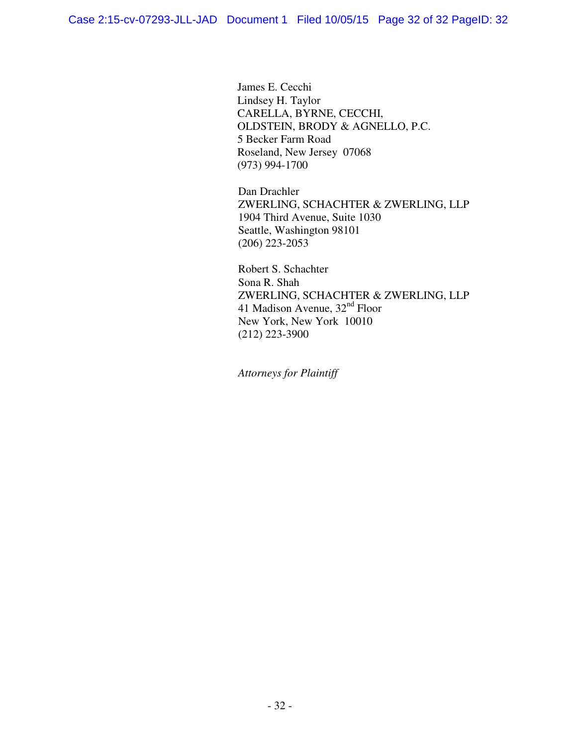James E. Cecchi
Lindsey H. Taylor
CARELLA, BYRNE, CECCHI,
OLDSTEIN, BRODY & AGNELLO, P.C.
5 Becker Farm Road
Roseland, New Jersey 07068
(973) 994-1700

Dan Drachler
ZWERLING, SCHACHTER & ZWERLING, LLP
1904 Third Avenue, Suite 1030
Seattle, Washington 98101
(206) 223-2053

Robert S. Schachter
Sona R. Shah
ZWERLING, SCHACHTER & ZWERLING, LLP
41 Madison Avenue, 32nd Floor
New York, New York 10010
(212) 223-3900

*Attorneys for Plaintiff*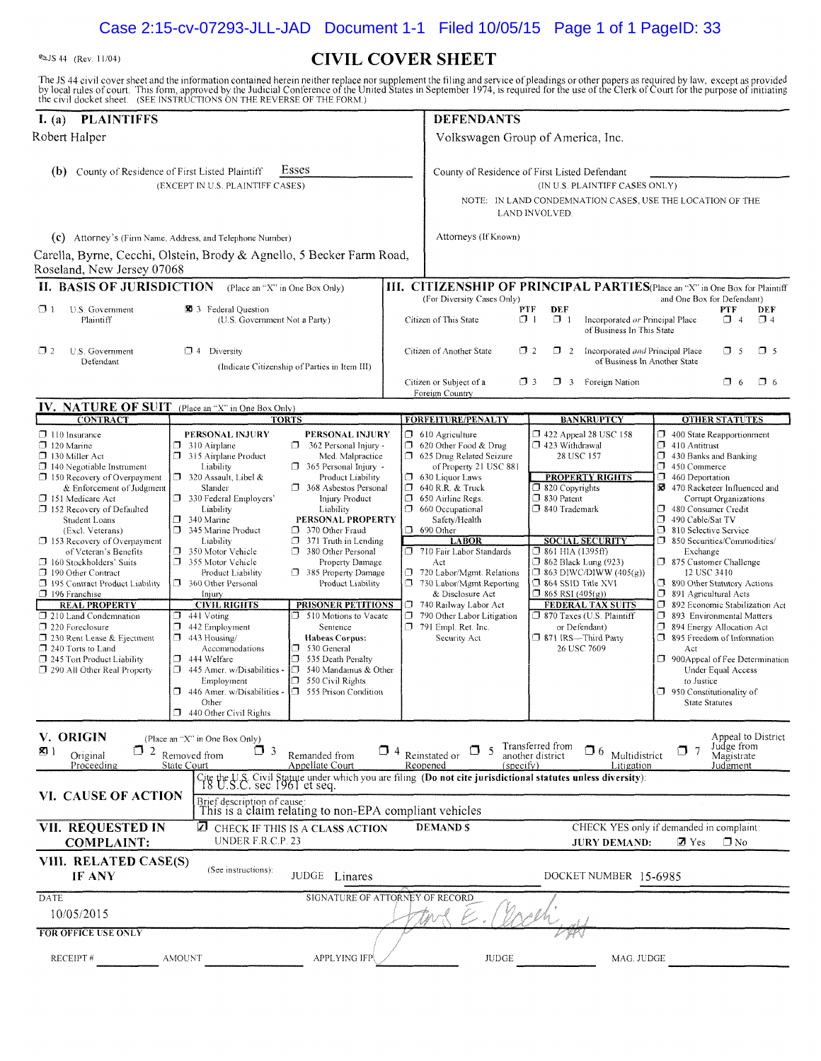JS 44 (Rev. 11/04)

# CIVIL COVER SHEET

The JS 44 civil cover sheet and the information contained herein neither replace nor supplement the filing and service of pleadings or other papers as required by law, except as provided by local rules of court. This form, approved by the Judicial Conference of the United States in September 1974, is required for the use of the Clerk of Court for the purpose of initiating the civil docket sheet. (SEE INSTRUCTIONS ON THE REVERSE OF THE FORM.)

## I. (a) PLAINTIFFS

Robert Halper

**(b)** County of Residence of First Listed Plaintiff: Essex
(EXCEPT IN U.S. PLAINTIFF CASES)

**(c)** Attorney's (Firm Name, Address, and Telephone Number)

Carella, Byrne, Cecchi, Olstein, Brody & Agnello, 5 Becker Farm Road, Roseland, New Jersey 07068

## DEFENDANTS

Volkswagen Group of America, Inc.

County of Residence of First Listed Defendant
(IN U.S. PLAINTIFF CASES ONLY)

NOTE: IN LAND CONDEMNATION CASES, USE THE LOCATION OF THE LAND INVOLVED.

Attorneys (If Known)

## II. BASIS OF JURISDICTION (Place an "X" in One Box Only)

- ☐ 1 U.S. Government Plaintiff
- ☒ 3 Federal Question (U.S. Government Not a Party)
- ☐ 2 U.S. Government Defendant
- ☐ 4 Diversity (Indicate Citizenship of Parties in Item III)

## III. CITIZENSHIP OF PRINCIPAL PARTIES (Place an "X" in One Box for Plaintiff and One Box for Defendant) (For Diversity Cases Only)

| | PTF | DEF | | PTF | DEF |
|---|---|---|---|---|---|
| Citizen of This State | ☐ 1 | ☐ 1 | Incorporated *or* Principal Place of Business In This State | ☐ 4 | ☐ 4 |
| Citizen of Another State | ☐ 2 | ☐ 2 | Incorporated *and* Principal Place of Business In Another State | ☐ 5 | ☐ 5 |
| Citizen or Subject of a Foreign Country | ☐ 3 | ☐ 3 | Foreign Nation | ☐ 6 | ☐ 6 |

## IV. NATURE OF SUIT (Place an "X" in One Box Only)

**CONTRACT**
- ☐ 110 Insurance
- ☐ 120 Marine
- ☐ 130 Miller Act
- ☐ 140 Negotiable Instrument
- ☐ 150 Recovery of Overpayment & Enforcement of Judgment
- ☐ 151 Medicare Act
- ☐ 152 Recovery of Defaulted Student Loans (Excl. Veterans)
- ☐ 153 Recovery of Overpayment of Veteran's Benefits
- ☐ 160 Stockholders' Suits
- ☐ 190 Other Contract
- ☐ 195 Contract Product Liability
- ☐ 196 Franchise

**REAL PROPERTY**
- ☐ 210 Land Condemnation
- ☐ 220 Foreclosure
- ☐ 230 Rent Lease & Ejectment
- ☐ 240 Torts to Land
- ☐ 245 Tort Product Liability
- ☐ 290 All Other Real Property

**TORTS — PERSONAL INJURY**
- ☐ 310 Airplane
- ☐ 315 Airplane Product Liability
- ☐ 320 Assault, Libel & Slander
- ☐ 330 Federal Employers' Liability
- ☐ 340 Marine
- ☐ 345 Marine Product Liability
- ☐ 350 Motor Vehicle
- ☐ 355 Motor Vehicle Product Liability
- ☐ 360 Other Personal Injury

**PERSONAL INJURY**
- ☐ 362 Personal Injury - Med. Malpractice
- ☐ 365 Personal Injury - Product Liability
- ☐ 368 Asbestos Personal Injury Product Liability

**PERSONAL PROPERTY**
- ☐ 370 Other Fraud
- ☐ 371 Truth in Lending
- ☐ 380 Other Personal Property Damage
- ☐ 385 Property Damage Product Liability

**CIVIL RIGHTS**
- ☐ 441 Voting
- ☐ 442 Employment
- ☐ 443 Housing/ Accommodations
- ☐ 444 Welfare
- ☐ 445 Amer. w/Disabilities - Employment
- ☐ 446 Amer. w/Disabilities - Other
- ☐ 440 Other Civil Rights

**PRISONER PETITIONS**
- ☐ 510 Motions to Vacate Sentence
- Habeas Corpus:
- ☐ 530 General
- ☐ 535 Death Penalty
- ☐ 540 Mandamus & Other
- ☐ 550 Civil Rights
- ☐ 555 Prison Condition

**FORFEITURE/PENALTY**
- ☐ 610 Agriculture
- ☐ 620 Other Food & Drug
- ☐ 625 Drug Related Seizure of Property 21 USC 881
- ☐ 630 Liquor Laws
- ☐ 640 R.R. & Truck
- ☐ 650 Airline Regs.
- ☐ 660 Occupational Safety/Health
- ☐ 690 Other

**LABOR**
- ☐ 710 Fair Labor Standards Act
- ☐ 720 Labor/Mgmt. Relations
- ☐ 730 Labor/Mgmt.Reporting & Disclosure Act
- ☐ 740 Railway Labor Act
- ☐ 790 Other Labor Litigation
- ☐ 791 Empl. Ret. Inc. Security Act

**BANKRUPTCY**
- ☐ 422 Appeal 28 USC 158
- ☐ 423 Withdrawal 28 USC 157

**PROPERTY RIGHTS**
- ☐ 820 Copyrights
- ☐ 830 Patent
- ☐ 840 Trademark

**SOCIAL SECURITY**
- ☐ 861 HIA (1395ff)
- ☐ 862 Black Lung (923)
- ☐ 863 DIWC/DIWW (405(g))
- ☐ 864 SSID Title XVI
- ☐ 865 RSI (405(g))

**FEDERAL TAX SUITS**
- ☐ 870 Taxes (U.S. Plaintiff or Defendant)
- ☐ 871 IRS—Third Party 26 USC 7609

**OTHER STATUTES**
- ☐ 400 State Reapportionment
- ☐ 410 Antitrust
- ☐ 430 Banks and Banking
- ☐ 450 Commerce
- ☐ 460 Deportation
- ☒ 470 Racketeer Influenced and Corrupt Organizations
- ☐ 480 Consumer Credit
- ☐ 490 Cable/Sat TV
- ☐ 810 Selective Service
- ☐ 850 Securities/Commodities/ Exchange
- ☐ 875 Customer Challenge 12 USC 3410
- ☐ 890 Other Statutory Actions
- ☐ 891 Agricultural Acts
- ☐ 892 Economic Stabilization Act
- ☐ 893 Environmental Matters
- ☐ 894 Energy Allocation Act
- ☐ 895 Freedom of Information Act
- ☐ 900Appeal of Fee Determination Under Equal Access to Justice
- ☐ 950 Constitutionality of State Statutes

## V. ORIGIN (Place an "X" in One Box Only)

- ☒ 1 Original Proceeding
- ☐ 2 Removed from State Court
- ☐ 3 Remanded from Appellate Court
- ☐ 4 Reinstated or Reopened
- ☐ 5 Transferred from another district (specify)
- ☐ 6 Multidistrict Litigation
- ☐ 7 Appeal to District Judge from Magistrate Judgment

## VI. CAUSE OF ACTION

Cite the U.S. Civil Statute under which you are filing (**Do not cite jurisdictional statutes unless diversity**): 18 U.S.C. sec 1961 et seq.

Brief description of cause: This is a claim relating to non-EPA compliant vehicles

## VII. REQUESTED IN COMPLAINT:

☑ CHECK IF THIS IS A CLASS ACTION UNDER F.R.C.P. 23

DEMAND $

CHECK YES only if demanded in complaint: JURY DEMAND: ☑ Yes ☐ No

## VIII. RELATED CASE(S) IF ANY

(See instructions): JUDGE Linares DOCKET NUMBER 15-6985

DATE: 10/05/2015

SIGNATURE OF ATTORNEY OF RECORD: [signature]

FOR OFFICE USE ONLY

RECEIPT # ______ AMOUNT ______ APPLYING IFP ______ JUDGE ______ MAG. JUDGE ______